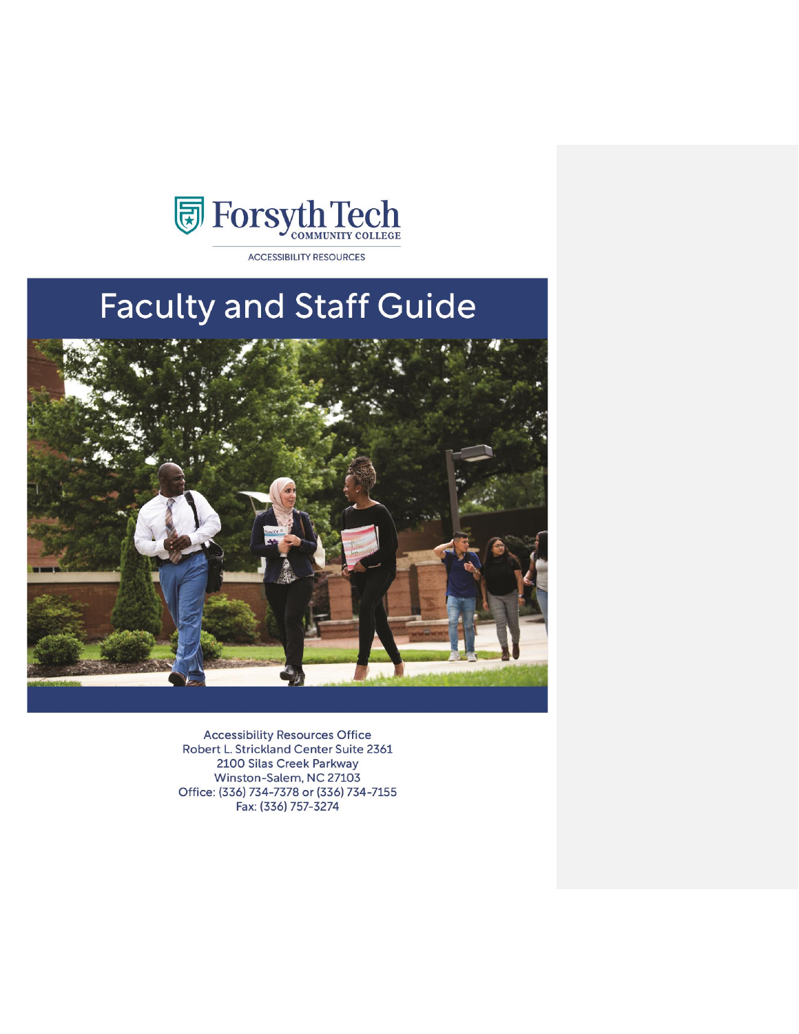Forsyth Tech
COMMUNITY COLLEGE

ACCESSIBILITY RESOURCES

# Faculty and Staff Guide

Accessibility Resources Office
Robert L. Strickland Center Suite 2361
2100 Silas Creek Parkway
Winston-Salem, NC 27103
Office: (336) 734-7378 or (336) 734-7155
Fax: (336) 757-3274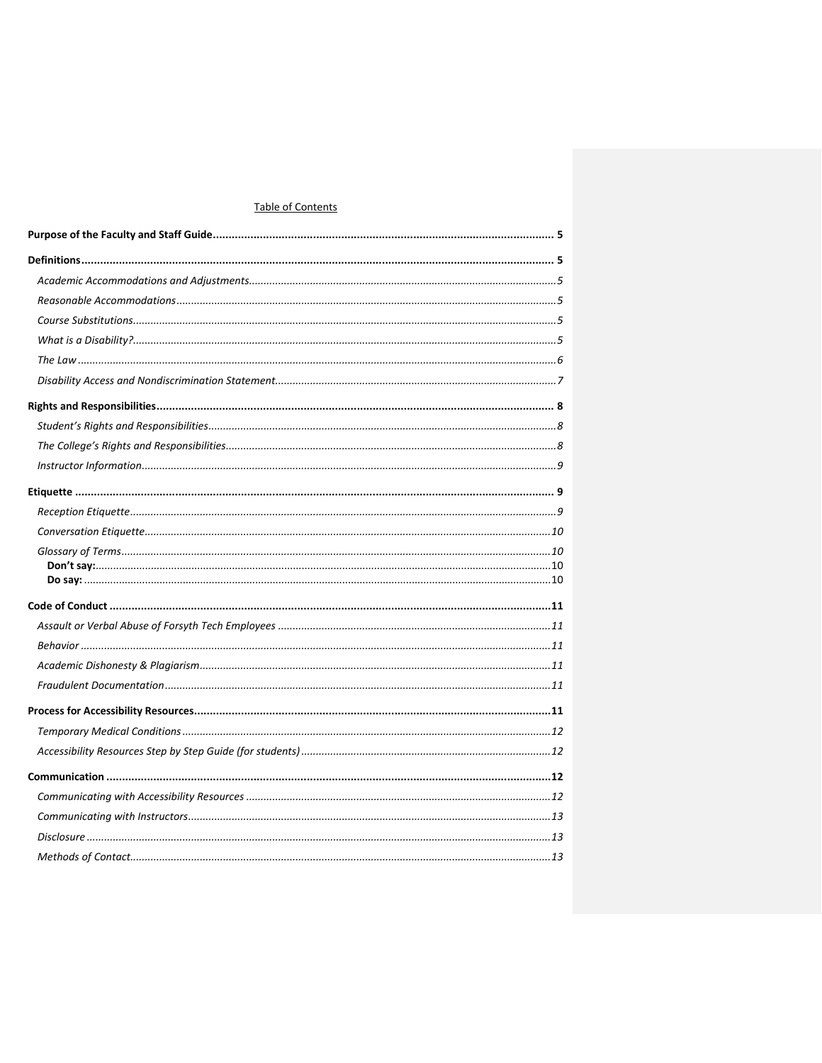Table of Contents

**Purpose of the Faculty and Staff Guide** ........ 5

**Definitions** ........ 5

- *Academic Accommodations and Adjustments* ........ 5
- *Reasonable Accommodations* ........ 5
- *Course Substitutions* ........ 5
- *What is a Disability?* ........ 5
- *The Law* ........ 6
- *Disability Access and Nondiscrimination Statement* ........ 7

**Rights and Responsibilities** ........ 8

- *Student's Rights and Responsibilities* ........ 8
- *The College's Rights and Responsibilities* ........ 8
- *Instructor Information* ........ 9

**Etiquette** ........ 9

- *Reception Etiquette* ........ 9
- *Conversation Etiquette* ........ 10
- *Glossary of Terms* ........ 10
  - **Don't say:** ........ 10
  - **Do say:** ........ 10

**Code of Conduct** ........ 11

- *Assault or Verbal Abuse of Forsyth Tech Employees* ........ 11
- *Behavior* ........ 11
- *Academic Dishonesty & Plagiarism* ........ 11
- *Fraudulent Documentation* ........ 11

**Process for Accessibility Resources** ........ 11

- *Temporary Medical Conditions* ........ 12
- *Accessibility Resources Step by Step Guide (for students)* ........ 12

**Communication** ........ 12

- *Communicating with Accessibility Resources* ........ 12
- *Communicating with Instructors* ........ 13
- *Disclosure* ........ 13
- *Methods of Contact* ........ 13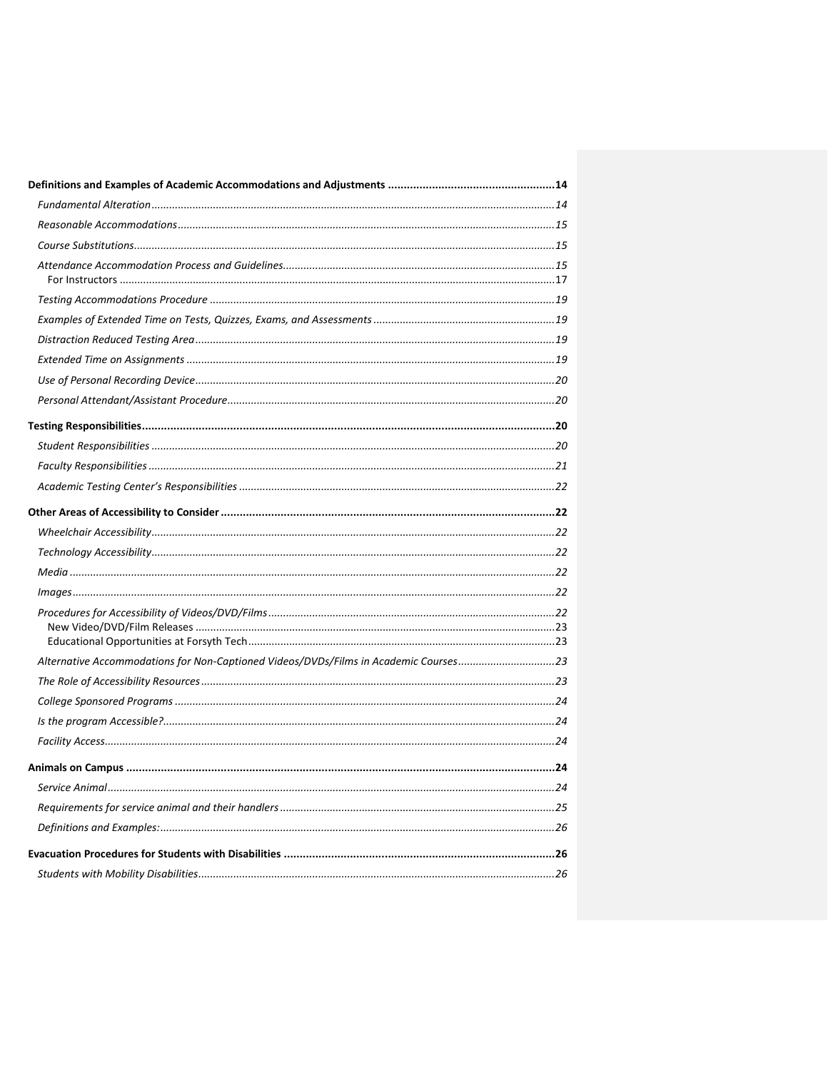**Definitions and Examples of Academic Accommodations and Adjustments** ....................................................14

*Fundamental Alteration*........................................................................................................................14

*Reasonable Accommodations*................................................................................................................15

*Course Substitutions*...............................................................................................................................15

*Attendance Accommodation Process and Guidelines*............................................................................15

For Instructors ....................................................................................................................................17

*Testing Accommodations Procedure* .....................................................................................................19

*Examples of Extended Time on Tests, Quizzes, Exams, and Assessments* .............................................19

*Distraction Reduced Testing Area*..........................................................................................................19

*Extended Time on Assignments* .............................................................................................................19

*Use of Personal Recording Device*..........................................................................................................20

*Personal Attendant/Assistant Procedure*...............................................................................................20

**Testing Responsibilities**.................................................................................................................................20

*Student Responsibilities* .........................................................................................................................20

*Faculty Responsibilities* ..........................................................................................................................21

*Academic Testing Center's Responsibilities* ...........................................................................................22

**Other Areas of Accessibility to Consider** ..........................................................................................................22

*Wheelchair Accessibility*..........................................................................................................................22

*Technology Accessibility*..........................................................................................................................22

*Media* .....................................................................................................................................................22

*Images*....................................................................................................................................................22

*Procedures for Accessibility of Videos/DVD/Films*..................................................................................22

New Video/DVD/Film Releases ..........................................................................................................23

Educational Opportunities at Forsyth Tech.........................................................................................23

*Alternative Accommodations for Non-Captioned Videos/DVDs/Films in Academic Courses*.................23

*The Role of Accessibility Resources*.........................................................................................................23

*College Sponsored Programs* ..................................................................................................................24

*Is the program Accessible?*......................................................................................................................24

*Facility Access*..........................................................................................................................................24

**Animals on Campus** .......................................................................................................................................24

*Service Animal*.........................................................................................................................................24

*Requirements for service animal and their handlers*.............................................................................25

*Definitions and Examples:*.......................................................................................................................26

**Evacuation Procedures for Students with Disabilities** ......................................................................................26

*Students with Mobility Disabilities*.........................................................................................................26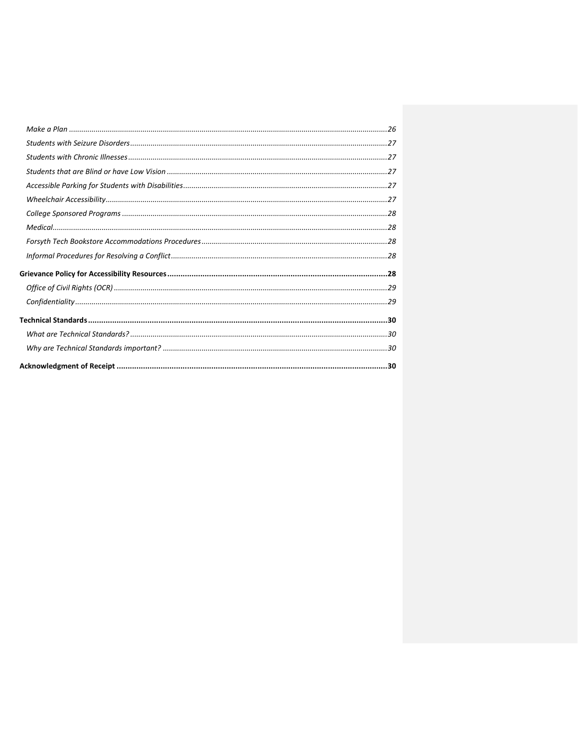*Make a Plan* ........................................................................................................................................26
*Students with Seizure Disorders* ...........................................................................................................27
*Students with Chronic Illnesses* ............................................................................................................27
*Students that are Blind or have Low Vision* ..........................................................................................27
*Accessible Parking for Students with Disabilities* ..................................................................................27
*Wheelchair Accessibility* .......................................................................................................................27
*College Sponsored Programs* ...............................................................................................................28
*Medical* .................................................................................................................................................28
*Forsyth Tech Bookstore Accommodations Procedures* .........................................................................28
*Informal Procedures for Resolving a Conflict* ........................................................................................28

**Grievance Policy for Accessibility Resources** ..................................................................................**28**

*Office of Civil Rights (OCR)* ...................................................................................................................29
*Confidentiality* ......................................................................................................................................29

**Technical Standards** ......................................................................................................................**30**

*What are Technical Standards?* ............................................................................................................30
*Why are Technical Standards important?* ............................................................................................30

**Acknowledgment of Receipt** ..........................................................................................................**30**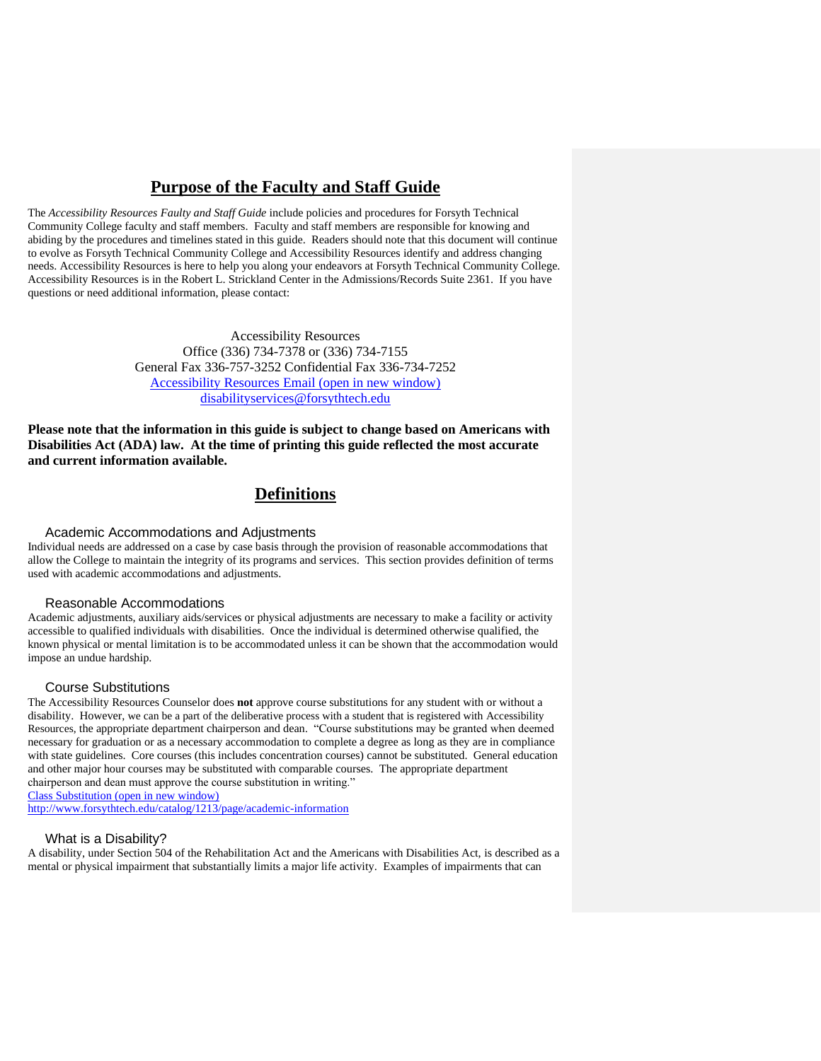# Purpose of the Faculty and Staff Guide

The *Accessibility Resources Faulty and Staff Guide* include policies and procedures for Forsyth Technical Community College faculty and staff members. Faculty and staff members are responsible for knowing and abiding by the procedures and timelines stated in this guide. Readers should note that this document will continue to evolve as Forsyth Technical Community College and Accessibility Resources identify and address changing needs. Accessibility Resources is here to help you along your endeavors at Forsyth Technical Community College. Accessibility Resources is in the Robert L. Strickland Center in the Admissions/Records Suite 2361. If you have questions or need additional information, please contact:

Accessibility Resources
Office (336) 734-7378 or (336) 734-7155
General Fax 336-757-3252 Confidential Fax 336-734-7252
[Accessibility Resources Email (open in new window)](mailto:disabilityservices@forsythtech.edu)
disabilityservices@forsythtech.edu

**Please note that the information in this guide is subject to change based on Americans with Disabilities Act (ADA) law. At the time of printing this guide reflected the most accurate and current information available.**

# Definitions

## Academic Accommodations and Adjustments

Individual needs are addressed on a case by case basis through the provision of reasonable accommodations that allow the College to maintain the integrity of its programs and services. This section provides definition of terms used with academic accommodations and adjustments.

## Reasonable Accommodations

Academic adjustments, auxiliary aids/services or physical adjustments are necessary to make a facility or activity accessible to qualified individuals with disabilities. Once the individual is determined otherwise qualified, the known physical or mental limitation is to be accommodated unless it can be shown that the accommodation would impose an undue hardship.

## Course Substitutions

The Accessibility Resources Counselor does **not** approve course substitutions for any student with or without a disability. However, we can be a part of the deliberative process with a student that is registered with Accessibility Resources, the appropriate department chairperson and dean. "Course substitutions may be granted when deemed necessary for graduation or as a necessary accommodation to complete a degree as long as they are in compliance with state guidelines. Core courses (this includes concentration courses) cannot be substituted. General education and other major hour courses may be substituted with comparable courses. The appropriate department chairperson and dean must approve the course substitution in writing."
[Class Substitution (open in new window)](http://www.forsythtech.edu/catalog/1213/page/academic-information)
http://www.forsythtech.edu/catalog/1213/page/academic-information

## What is a Disability?

A disability, under Section 504 of the Rehabilitation Act and the Americans with Disabilities Act, is described as a mental or physical impairment that substantially limits a major life activity. Examples of impairments that can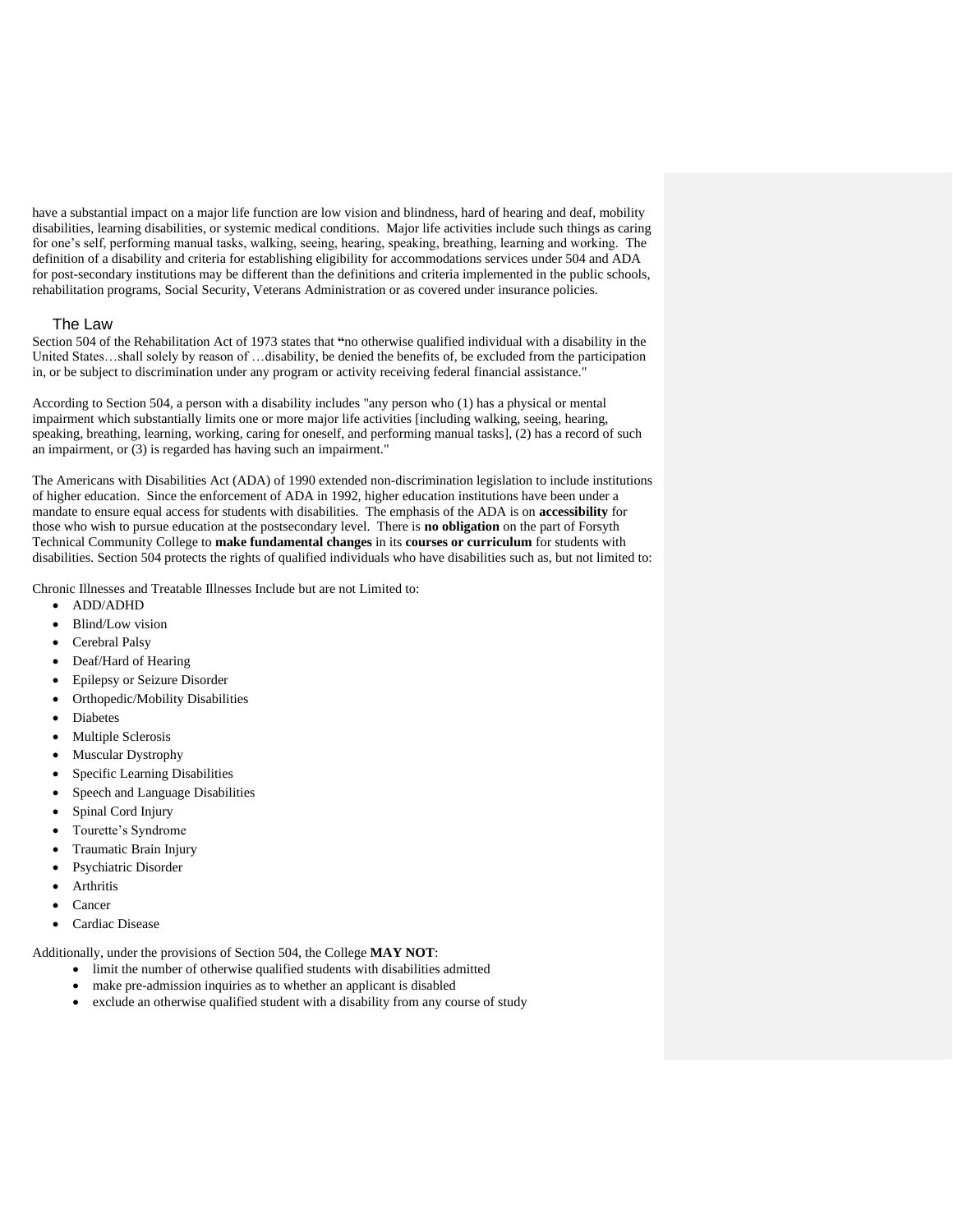have a substantial impact on a major life function are low vision and blindness, hard of hearing and deaf, mobility disabilities, learning disabilities, or systemic medical conditions. Major life activities include such things as caring for one's self, performing manual tasks, walking, seeing, hearing, speaking, breathing, learning and working. The definition of a disability and criteria for establishing eligibility for accommodations services under 504 and ADA for post-secondary institutions may be different than the definitions and criteria implemented in the public schools, rehabilitation programs, Social Security, Veterans Administration or as covered under insurance policies.

## The Law

Section 504 of the Rehabilitation Act of 1973 states that **"**no otherwise qualified individual with a disability in the United States…shall solely by reason of …disability, be denied the benefits of, be excluded from the participation in, or be subject to discrimination under any program or activity receiving federal financial assistance."

According to Section 504, a person with a disability includes "any person who (1) has a physical or mental impairment which substantially limits one or more major life activities [including walking, seeing, hearing, speaking, breathing, learning, working, caring for oneself, and performing manual tasks], (2) has a record of such an impairment, or (3) is regarded has having such an impairment."

The Americans with Disabilities Act (ADA) of 1990 extended non-discrimination legislation to include institutions of higher education. Since the enforcement of ADA in 1992, higher education institutions have been under a mandate to ensure equal access for students with disabilities. The emphasis of the ADA is on **accessibility** for those who wish to pursue education at the postsecondary level. There is **no obligation** on the part of Forsyth Technical Community College to **make fundamental changes** in its **courses or curriculum** for students with disabilities. Section 504 protects the rights of qualified individuals who have disabilities such as, but not limited to:

Chronic Illnesses and Treatable Illnesses Include but are not Limited to:

- ADD/ADHD
- Blind/Low vision
- Cerebral Palsy
- Deaf/Hard of Hearing
- Epilepsy or Seizure Disorder
- Orthopedic/Mobility Disabilities
- Diabetes
- Multiple Sclerosis
- Muscular Dystrophy
- Specific Learning Disabilities
- Speech and Language Disabilities
- Spinal Cord Injury
- Tourette's Syndrome
- Traumatic Brain Injury
- Psychiatric Disorder
- Arthritis
- Cancer
- Cardiac Disease

Additionally, under the provisions of Section 504, the College **MAY NOT**:

- limit the number of otherwise qualified students with disabilities admitted
- make pre-admission inquiries as to whether an applicant is disabled
- exclude an otherwise qualified student with a disability from any course of study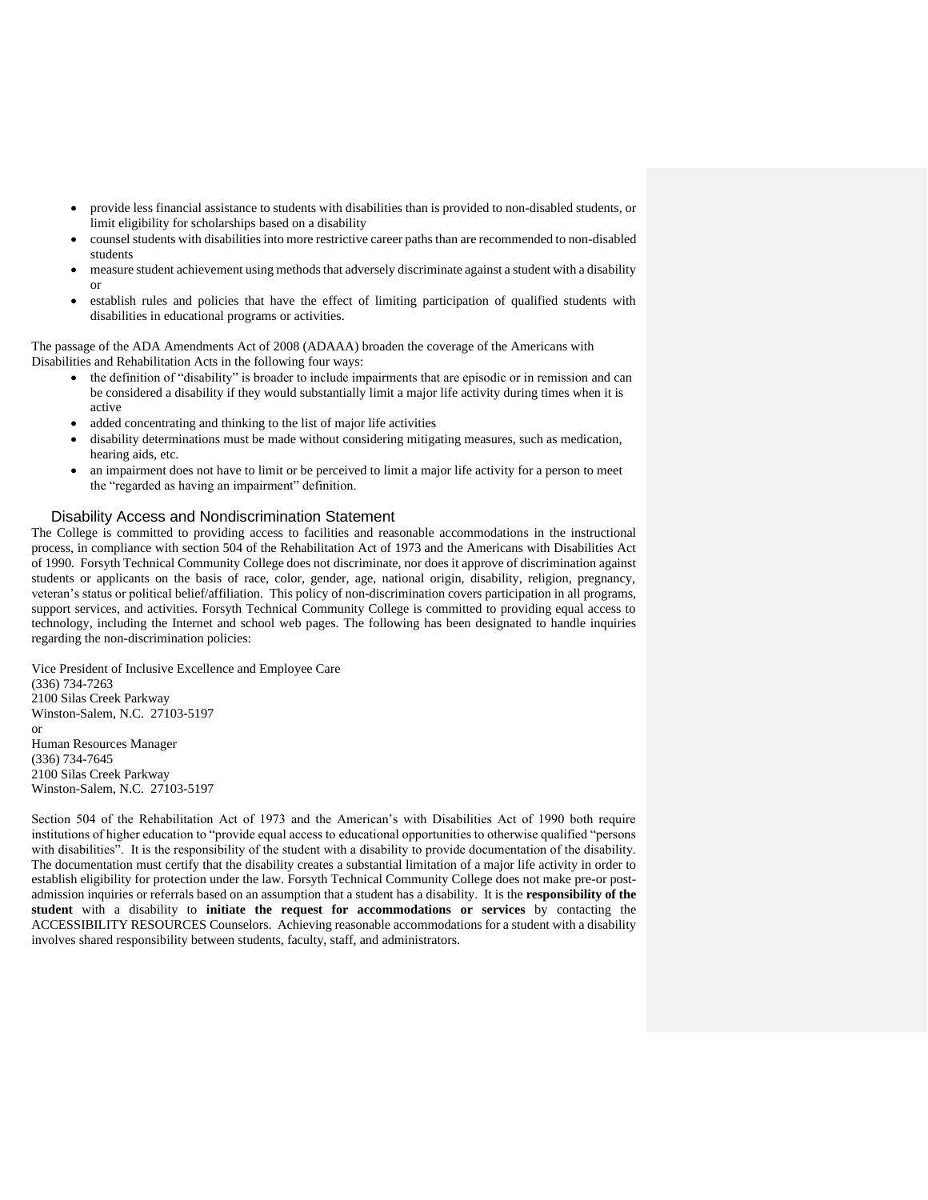- provide less financial assistance to students with disabilities than is provided to non-disabled students, or limit eligibility for scholarships based on a disability
- counsel students with disabilities into more restrictive career paths than are recommended to non-disabled students
- measure student achievement using methods that adversely discriminate against a student with a disability or
- establish rules and policies that have the effect of limiting participation of qualified students with disabilities in educational programs or activities.

The passage of the ADA Amendments Act of 2008 (ADAAA) broaden the coverage of the Americans with Disabilities and Rehabilitation Acts in the following four ways:

- the definition of "disability" is broader to include impairments that are episodic or in remission and can be considered a disability if they would substantially limit a major life activity during times when it is active
- added concentrating and thinking to the list of major life activities
- disability determinations must be made without considering mitigating measures, such as medication, hearing aids, etc.
- an impairment does not have to limit or be perceived to limit a major life activity for a person to meet the "regarded as having an impairment" definition.

## Disability Access and Nondiscrimination Statement

The College is committed to providing access to facilities and reasonable accommodations in the instructional process, in compliance with section 504 of the Rehabilitation Act of 1973 and the Americans with Disabilities Act of 1990. Forsyth Technical Community College does not discriminate, nor does it approve of discrimination against students or applicants on the basis of race, color, gender, age, national origin, disability, religion, pregnancy, veteran's status or political belief/affiliation. This policy of non-discrimination covers participation in all programs, support services, and activities. Forsyth Technical Community College is committed to providing equal access to technology, including the Internet and school web pages. The following has been designated to handle inquiries regarding the non-discrimination policies:

Vice President of Inclusive Excellence and Employee Care
(336) 734-7263
2100 Silas Creek Parkway
Winston-Salem, N.C. 27103-5197
or
Human Resources Manager
(336) 734-7645
2100 Silas Creek Parkway
Winston-Salem, N.C. 27103-5197

Section 504 of the Rehabilitation Act of 1973 and the American's with Disabilities Act of 1990 both require institutions of higher education to "provide equal access to educational opportunities to otherwise qualified "persons with disabilities". It is the responsibility of the student with a disability to provide documentation of the disability. The documentation must certify that the disability creates a substantial limitation of a major life activity in order to establish eligibility for protection under the law. Forsyth Technical Community College does not make pre-or post-admission inquiries or referrals based on an assumption that a student has a disability. It is the **responsibility of the student** with a disability to **initiate the request for accommodations or services** by contacting the ACCESSIBILITY RESOURCES Counselors. Achieving reasonable accommodations for a student with a disability involves shared responsibility between students, faculty, staff, and administrators.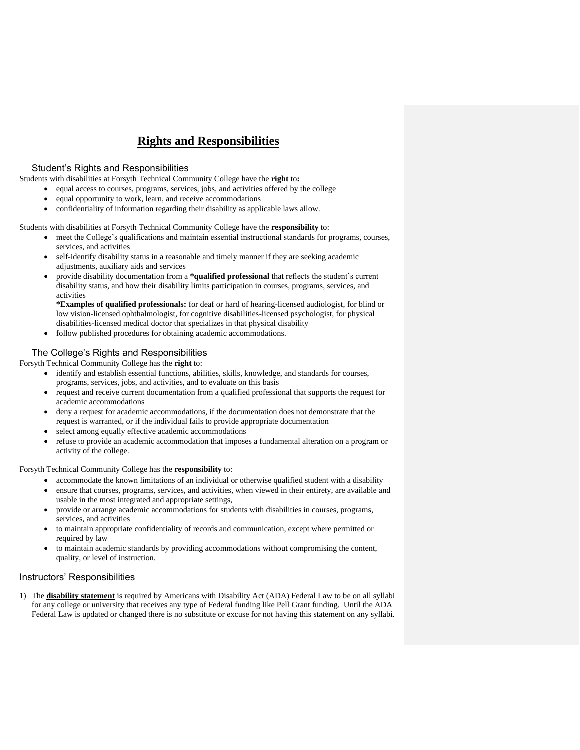# <u>Rights and Responsibilities</u>

## Student's Rights and Responsibilities

Students with disabilities at Forsyth Technical Community College have the **right** to**:**

- equal access to courses, programs, services, jobs, and activities offered by the college
- equal opportunity to work, learn, and receive accommodations
- confidentiality of information regarding their disability as applicable laws allow.

Students with disabilities at Forsyth Technical Community College have the **responsibility** to:

- meet the College's qualifications and maintain essential instructional standards for programs, courses, services, and activities
- self-identify disability status in a reasonable and timely manner if they are seeking academic adjustments, auxiliary aids and services
- provide disability documentation from a ***qualified professional** that reflects the student's current disability status, and how their disability limits participation in courses, programs, services, and activities

  ***Examples of qualified professionals:** for deaf or hard of hearing-licensed audiologist, for blind or low vision-licensed ophthalmologist, for cognitive disabilities-licensed psychologist, for physical disabilities-licensed medical doctor that specializes in that physical disability
- follow published procedures for obtaining academic accommodations.

## The College's Rights and Responsibilities

Forsyth Technical Community College has the **right** to:

- identify and establish essential functions, abilities, skills, knowledge, and standards for courses, programs, services, jobs, and activities, and to evaluate on this basis
- request and receive current documentation from a qualified professional that supports the request for academic accommodations
- deny a request for academic accommodations, if the documentation does not demonstrate that the request is warranted, or if the individual fails to provide appropriate documentation
- select among equally effective academic accommodations
- refuse to provide an academic accommodation that imposes a fundamental alteration on a program or activity of the college.

Forsyth Technical Community College has the **responsibility** to:

- accommodate the known limitations of an individual or otherwise qualified student with a disability
- ensure that courses, programs, services, and activities, when viewed in their entirety, are available and usable in the most integrated and appropriate settings,
- provide or arrange academic accommodations for students with disabilities in courses, programs, services, and activities
- to maintain appropriate confidentiality of records and communication, except where permitted or required by law
- to maintain academic standards by providing accommodations without compromising the content, quality, or level of instruction.

## Instructors' Responsibilities

1) The **<u>disability statement</u>** is required by Americans with Disability Act (ADA) Federal Law to be on all syllabi for any college or university that receives any type of Federal funding like Pell Grant funding. Until the ADA Federal Law is updated or changed there is no substitute or excuse for not having this statement on any syllabi.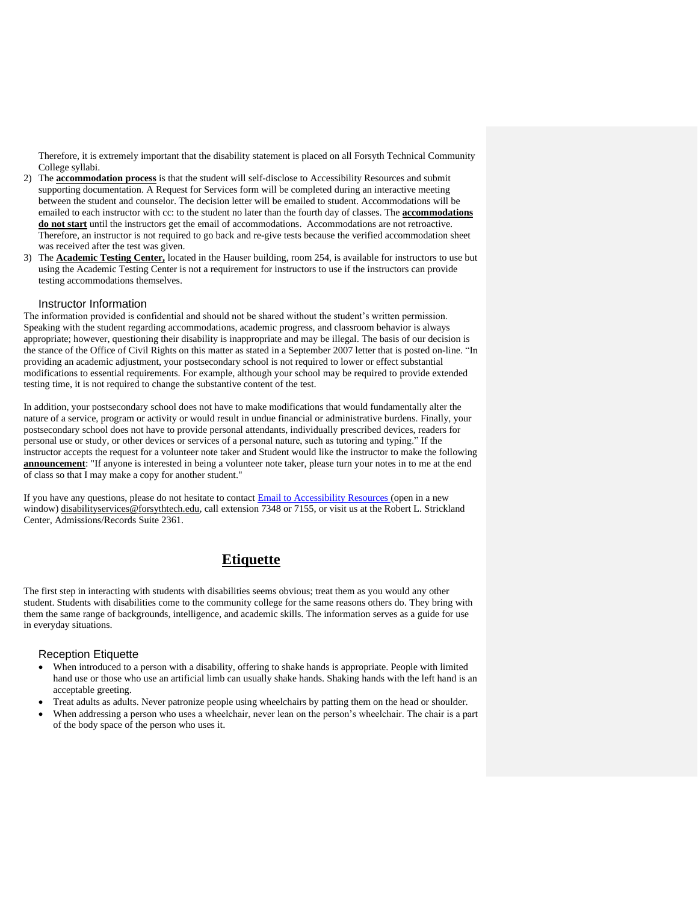Therefore, it is extremely important that the disability statement is placed on all Forsyth Technical Community College syllabi.

2) The **accommodation process** is that the student will self-disclose to Accessibility Resources and submit supporting documentation. A Request for Services form will be completed during an interactive meeting between the student and counselor. The decision letter will be emailed to student. Accommodations will be emailed to each instructor with cc: to the student no later than the fourth day of classes. The **accommodations do not start** until the instructors get the email of accommodations. Accommodations are not retroactive. Therefore, an instructor is not required to go back and re-give tests because the verified accommodation sheet was received after the test was given.
3) The **Academic Testing Center,** located in the Hauser building, room 254, is available for instructors to use but using the Academic Testing Center is not a requirement for instructors to use if the instructors can provide testing accommodations themselves.

### Instructor Information

The information provided is confidential and should not be shared without the student's written permission. Speaking with the student regarding accommodations, academic progress, and classroom behavior is always appropriate; however, questioning their disability is inappropriate and may be illegal. The basis of our decision is the stance of the Office of Civil Rights on this matter as stated in a September 2007 letter that is posted on-line. "In providing an academic adjustment, your postsecondary school is not required to lower or effect substantial modifications to essential requirements. For example, although your school may be required to provide extended testing time, it is not required to change the substantive content of the test.

In addition, your postsecondary school does not have to make modifications that would fundamentally alter the nature of a service, program or activity or would result in undue financial or administrative burdens. Finally, your postsecondary school does not have to provide personal attendants, individually prescribed devices, readers for personal use or study, or other devices or services of a personal nature, such as tutoring and typing." If the instructor accepts the request for a volunteer note taker and Student would like the instructor to make the following **announcement**: "If anyone is interested in being a volunteer note taker, please turn your notes in to me at the end of class so that I may make a copy for another student."

If you have any questions, please do not hesitate to contact Email to Accessibility Resources (open in a new window) disabilityservices@forsythtech.edu, call extension 7348 or 7155, or visit us at the Robert L. Strickland Center, Admissions/Records Suite 2361.

## Etiquette

The first step in interacting with students with disabilities seems obvious; treat them as you would any other student. Students with disabilities come to the community college for the same reasons others do. They bring with them the same range of backgrounds, intelligence, and academic skills. The information serves as a guide for use in everyday situations.

### Reception Etiquette

- When introduced to a person with a disability, offering to shake hands is appropriate. People with limited hand use or those who use an artificial limb can usually shake hands. Shaking hands with the left hand is an acceptable greeting.
- Treat adults as adults. Never patronize people using wheelchairs by patting them on the head or shoulder.
- When addressing a person who uses a wheelchair, never lean on the person's wheelchair. The chair is a part of the body space of the person who uses it.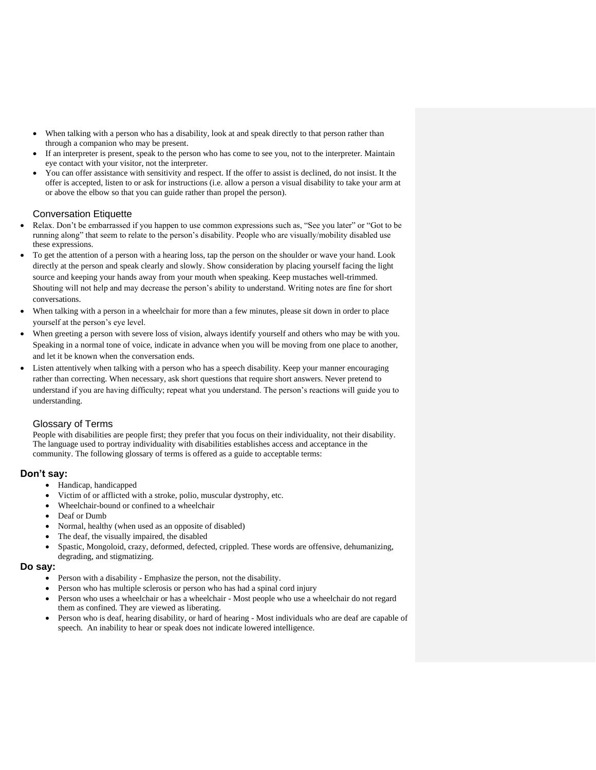- When talking with a person who has a disability, look at and speak directly to that person rather than through a companion who may be present.
- If an interpreter is present, speak to the person who has come to see you, not to the interpreter. Maintain eye contact with your visitor, not the interpreter.
- You can offer assistance with sensitivity and respect. If the offer to assist is declined, do not insist. It the offer is accepted, listen to or ask for instructions (i.e. allow a person a visual disability to take your arm at or above the elbow so that you can guide rather than propel the person).

### Conversation Etiquette

- Relax. Don't be embarrassed if you happen to use common expressions such as, "See you later" or "Got to be running along" that seem to relate to the person's disability. People who are visually/mobility disabled use these expressions.
- To get the attention of a person with a hearing loss, tap the person on the shoulder or wave your hand. Look directly at the person and speak clearly and slowly. Show consideration by placing yourself facing the light source and keeping your hands away from your mouth when speaking. Keep mustaches well-trimmed. Shouting will not help and may decrease the person's ability to understand. Writing notes are fine for short conversations.
- When talking with a person in a wheelchair for more than a few minutes, please sit down in order to place yourself at the person's eye level.
- When greeting a person with severe loss of vision, always identify yourself and others who may be with you. Speaking in a normal tone of voice, indicate in advance when you will be moving from one place to another, and let it be known when the conversation ends.
- Listen attentively when talking with a person who has a speech disability. Keep your manner encouraging rather than correcting. When necessary, ask short questions that require short answers. Never pretend to understand if you are having difficulty; repeat what you understand. The person's reactions will guide you to understanding.

### Glossary of Terms

People with disabilities are people first; they prefer that you focus on their individuality, not their disability. The language used to portray individuality with disabilities establishes access and acceptance in the community. The following glossary of terms is offered as a guide to acceptable terms:

**Don't say:**

- Handicap, handicapped
- Victim of or afflicted with a stroke, polio, muscular dystrophy, etc.
- Wheelchair-bound or confined to a wheelchair
- Deaf or Dumb
- Normal, healthy (when used as an opposite of disabled)
- The deaf, the visually impaired, the disabled
- Spastic, Mongoloid, crazy, deformed, defected, crippled. These words are offensive, dehumanizing, degrading, and stigmatizing.

**Do say:**

- Person with a disability - Emphasize the person, not the disability.
- Person who has multiple sclerosis or person who has had a spinal cord injury
- Person who uses a wheelchair or has a wheelchair - Most people who use a wheelchair do not regard them as confined. They are viewed as liberating.
- Person who is deaf, hearing disability, or hard of hearing - Most individuals who are deaf are capable of speech. An inability to hear or speak does not indicate lowered intelligence.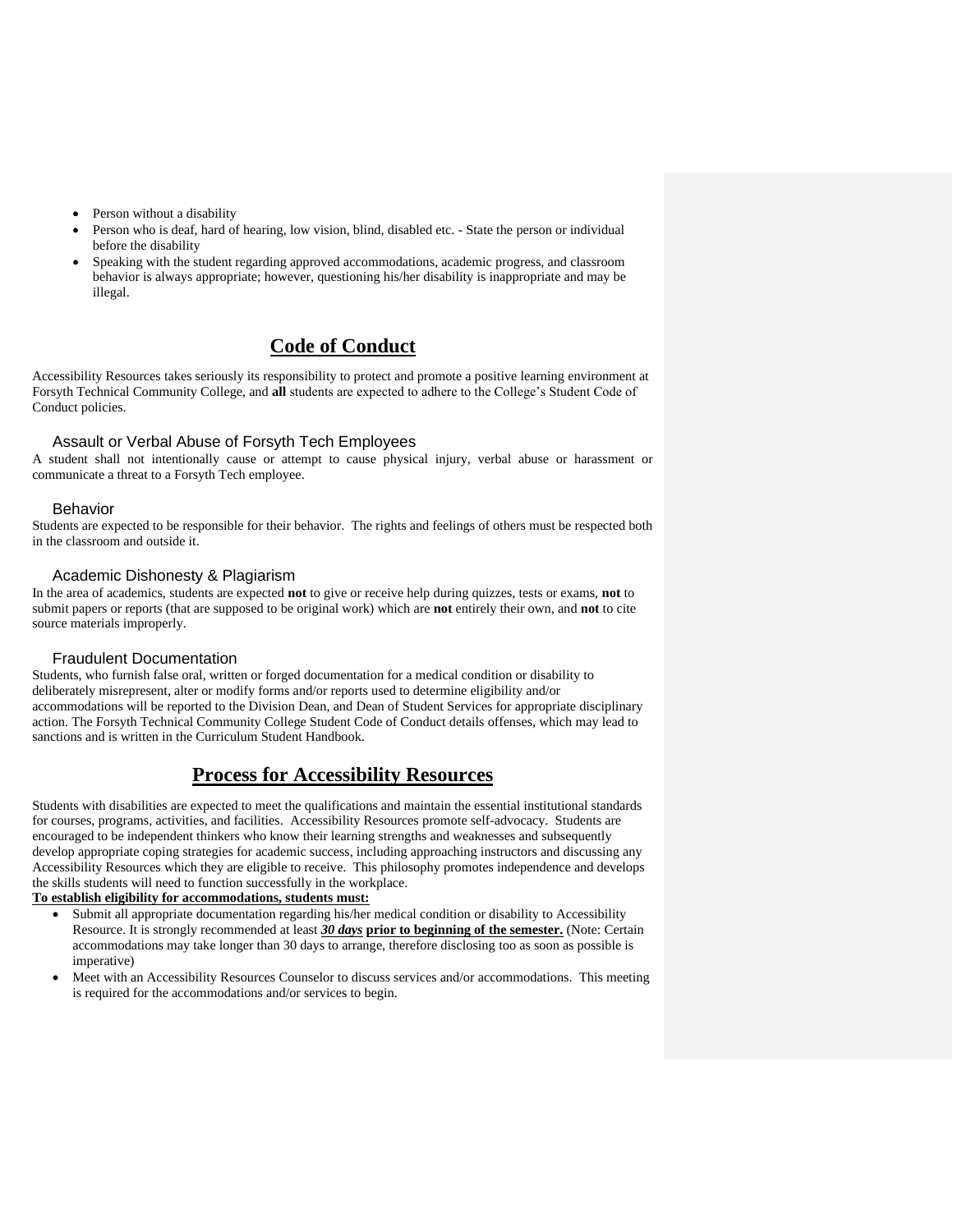- Person without a disability
- Person who is deaf, hard of hearing, low vision, blind, disabled etc. - State the person or individual before the disability
- Speaking with the student regarding approved accommodations, academic progress, and classroom behavior is always appropriate; however, questioning his/her disability is inappropriate and may be illegal.

## Code of Conduct

Accessibility Resources takes seriously its responsibility to protect and promote a positive learning environment at Forsyth Technical Community College, and **all** students are expected to adhere to the College's Student Code of Conduct policies.

### Assault or Verbal Abuse of Forsyth Tech Employees

A student shall not intentionally cause or attempt to cause physical injury, verbal abuse or harassment or communicate a threat to a Forsyth Tech employee.

### Behavior

Students are expected to be responsible for their behavior. The rights and feelings of others must be respected both in the classroom and outside it.

### Academic Dishonesty & Plagiarism

In the area of academics, students are expected **not** to give or receive help during quizzes, tests or exams, **not** to submit papers or reports (that are supposed to be original work) which are **not** entirely their own, and **not** to cite source materials improperly.

### Fraudulent Documentation

Students, who furnish false oral, written or forged documentation for a medical condition or disability to deliberately misrepresent, alter or modify forms and/or reports used to determine eligibility and/or accommodations will be reported to the Division Dean, and Dean of Student Services for appropriate disciplinary action. The Forsyth Technical Community College Student Code of Conduct details offenses, which may lead to sanctions and is written in the Curriculum Student Handbook.

## Process for Accessibility Resources

Students with disabilities are expected to meet the qualifications and maintain the essential institutional standards for courses, programs, activities, and facilities. Accessibility Resources promote self-advocacy. Students are encouraged to be independent thinkers who know their learning strengths and weaknesses and subsequently develop appropriate coping strategies for academic success, including approaching instructors and discussing any Accessibility Resources which they are eligible to receive. This philosophy promotes independence and develops the skills students will need to function successfully in the workplace.

**To establish eligibility for accommodations, students must:**

- Submit all appropriate documentation regarding his/her medical condition or disability to Accessibility Resource. It is strongly recommended at least ***30 days*** **prior to beginning of the semester.** (Note: Certain accommodations may take longer than 30 days to arrange, therefore disclosing too as soon as possible is imperative)
- Meet with an Accessibility Resources Counselor to discuss services and/or accommodations. This meeting is required for the accommodations and/or services to begin.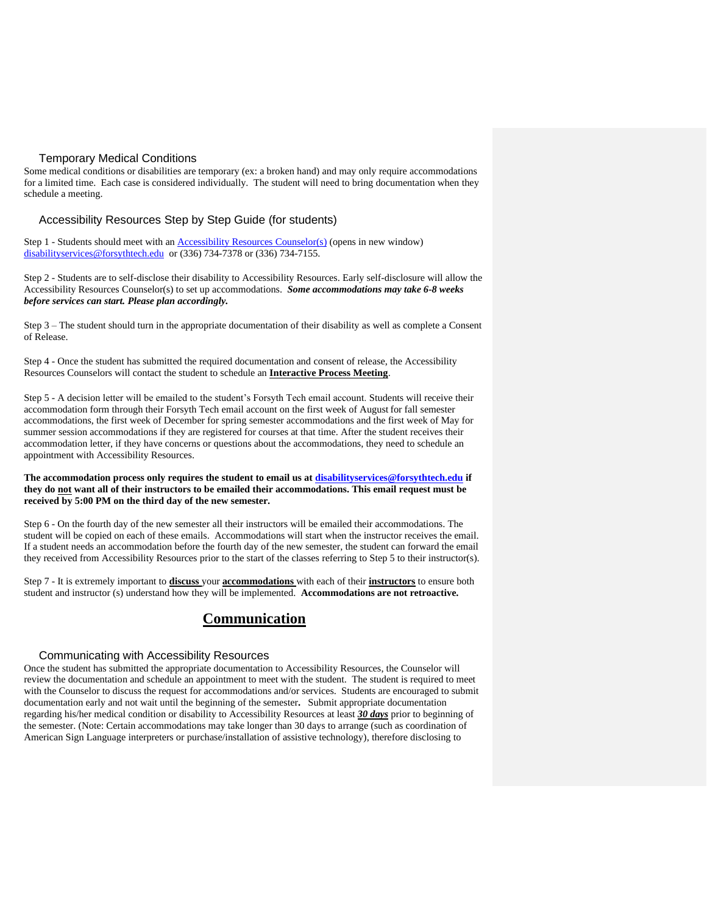### Temporary Medical Conditions

Some medical conditions or disabilities are temporary (ex: a broken hand) and may only require accommodations for a limited time. Each case is considered individually. The student will need to bring documentation when they schedule a meeting.

### Accessibility Resources Step by Step Guide (for students)

Step 1 - Students should meet with an Accessibility Resources Counselor(s) (opens in new window) disabilityservices@forsythtech.edu or (336) 734-7378 or (336) 734-7155.

Step 2 - Students are to self-disclose their disability to Accessibility Resources. Early self-disclosure will allow the Accessibility Resources Counselor(s) to set up accommodations. ***Some accommodations may take 6-8 weeks before services can start. Please plan accordingly.***

Step 3 – The student should turn in the appropriate documentation of their disability as well as complete a Consent of Release.

Step 4 - Once the student has submitted the required documentation and consent of release, the Accessibility Resources Counselors will contact the student to schedule an **Interactive Process Meeting**.

Step 5 - A decision letter will be emailed to the student's Forsyth Tech email account. Students will receive their accommodation form through their Forsyth Tech email account on the first week of August for fall semester accommodations, the first week of December for spring semester accommodations and the first week of May for summer session accommodations if they are registered for courses at that time. After the student receives their accommodation letter, if they have concerns or questions about the accommodations, they need to schedule an appointment with Accessibility Resources.

**The accommodation process only requires the student to email us at disabilityservices@forsythtech.edu if they do not want all of their instructors to be emailed their accommodations. This email request must be received by 5:00 PM on the third day of the new semester.**

Step 6 - On the fourth day of the new semester all their instructors will be emailed their accommodations. The student will be copied on each of these emails. Accommodations will start when the instructor receives the email. If a student needs an accommodation before the fourth day of the new semester, the student can forward the email they received from Accessibility Resources prior to the start of the classes referring to Step 5 to their instructor(s).

Step 7 - It is extremely important to **discuss** your **accommodations** with each of their **instructors** to ensure both student and instructor (s) understand how they will be implemented. **Accommodations are not retroactive.**

## Communication

### Communicating with Accessibility Resources

Once the student has submitted the appropriate documentation to Accessibility Resources, the Counselor will review the documentation and schedule an appointment to meet with the student. The student is required to meet with the Counselor to discuss the request for accommodations and/or services. Students are encouraged to submit documentation early and not wait until the beginning of the semester**.** Submit appropriate documentation regarding his/her medical condition or disability to Accessibility Resources at least ***30 days*** prior to beginning of the semester. (Note: Certain accommodations may take longer than 30 days to arrange (such as coordination of American Sign Language interpreters or purchase/installation of assistive technology), therefore disclosing to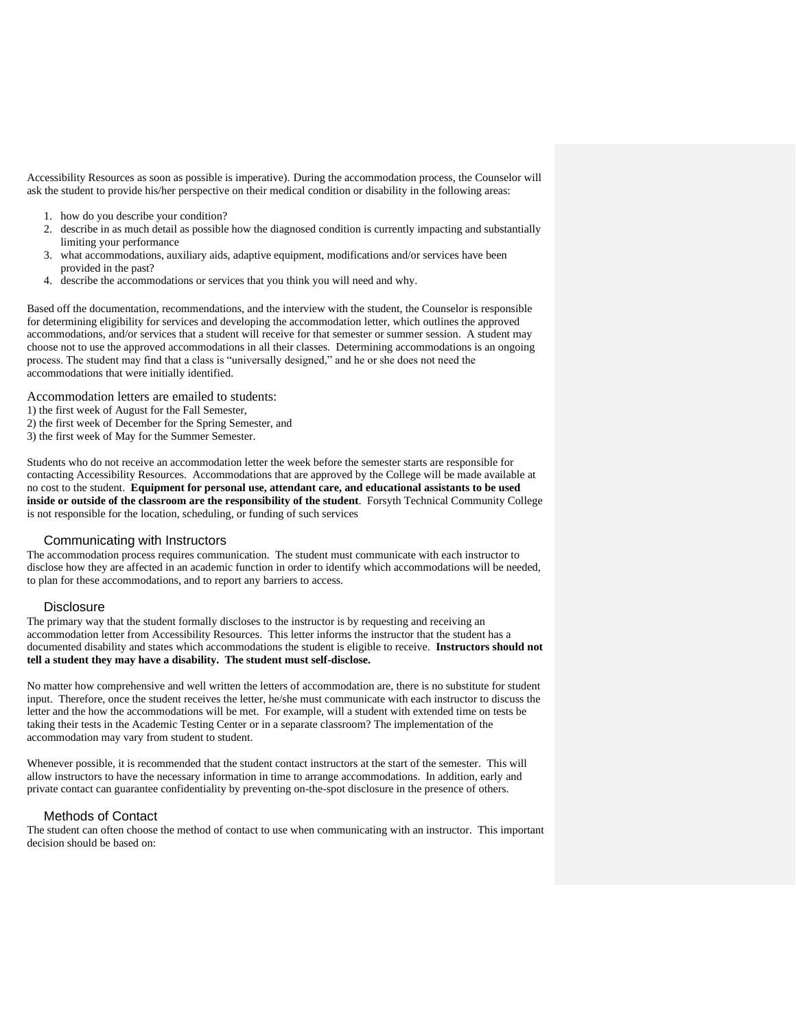Accessibility Resources as soon as possible is imperative). During the accommodation process, the Counselor will ask the student to provide his/her perspective on their medical condition or disability in the following areas:

1. how do you describe your condition?
2. describe in as much detail as possible how the diagnosed condition is currently impacting and substantially limiting your performance
3. what accommodations, auxiliary aids, adaptive equipment, modifications and/or services have been provided in the past?
4. describe the accommodations or services that you think you will need and why.

Based off the documentation, recommendations, and the interview with the student, the Counselor is responsible for determining eligibility for services and developing the accommodation letter, which outlines the approved accommodations, and/or services that a student will receive for that semester or summer session. A student may choose not to use the approved accommodations in all their classes. Determining accommodations is an ongoing process. The student may find that a class is "universally designed," and he or she does not need the accommodations that were initially identified.

Accommodation letters are emailed to students:
1) the first week of August for the Fall Semester,
2) the first week of December for the Spring Semester, and
3) the first week of May for the Summer Semester.

Students who do not receive an accommodation letter the week before the semester starts are responsible for contacting Accessibility Resources. Accommodations that are approved by the College will be made available at no cost to the student. **Equipment for personal use, attendant care, and educational assistants to be used inside or outside of the classroom are the responsibility of the student**. Forsyth Technical Community College is not responsible for the location, scheduling, or funding of such services

## Communicating with Instructors

The accommodation process requires communication. The student must communicate with each instructor to disclose how they are affected in an academic function in order to identify which accommodations will be needed, to plan for these accommodations, and to report any barriers to access.

## Disclosure

The primary way that the student formally discloses to the instructor is by requesting and receiving an accommodation letter from Accessibility Resources. This letter informs the instructor that the student has a documented disability and states which accommodations the student is eligible to receive. **Instructors should not tell a student they may have a disability. The student must self-disclose.**

No matter how comprehensive and well written the letters of accommodation are, there is no substitute for student input. Therefore, once the student receives the letter, he/she must communicate with each instructor to discuss the letter and the how the accommodations will be met. For example, will a student with extended time on tests be taking their tests in the Academic Testing Center or in a separate classroom? The implementation of the accommodation may vary from student to student.

Whenever possible, it is recommended that the student contact instructors at the start of the semester. This will allow instructors to have the necessary information in time to arrange accommodations. In addition, early and private contact can guarantee confidentiality by preventing on-the-spot disclosure in the presence of others.

## Methods of Contact

The student can often choose the method of contact to use when communicating with an instructor. This important decision should be based on: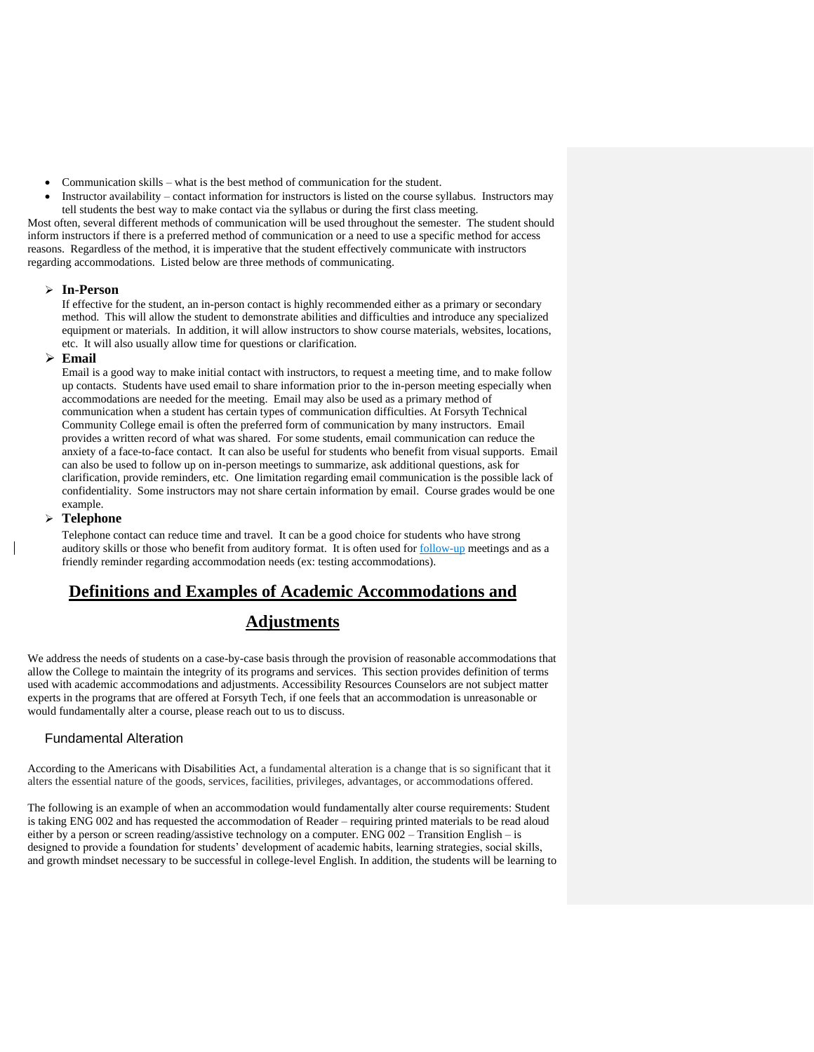- Communication skills – what is the best method of communication for the student.
- Instructor availability – contact information for instructors is listed on the course syllabus. Instructors may tell students the best way to make contact via the syllabus or during the first class meeting.

Most often, several different methods of communication will be used throughout the semester. The student should inform instructors if there is a preferred method of communication or a need to use a specific method for access reasons. Regardless of the method, it is imperative that the student effectively communicate with instructors regarding accommodations. Listed below are three methods of communicating.

- **In-Person**

  If effective for the student, an in-person contact is highly recommended either as a primary or secondary method. This will allow the student to demonstrate abilities and difficulties and introduce any specialized equipment or materials. In addition, it will allow instructors to show course materials, websites, locations, etc. It will also usually allow time for questions or clarification.

- **Email**

  Email is a good way to make initial contact with instructors, to request a meeting time, and to make follow up contacts. Students have used email to share information prior to the in-person meeting especially when accommodations are needed for the meeting. Email may also be used as a primary method of communication when a student has certain types of communication difficulties. At Forsyth Technical Community College email is often the preferred form of communication by many instructors. Email provides a written record of what was shared. For some students, email communication can reduce the anxiety of a face-to-face contact. It can also be useful for students who benefit from visual supports. Email can also be used to follow up on in-person meetings to summarize, ask additional questions, ask for clarification, provide reminders, etc. One limitation regarding email communication is the possible lack of confidentiality. Some instructors may not share certain information by email. Course grades would be one example.

- **Telephone**

  Telephone contact can reduce time and travel. It can be a good choice for students who have strong auditory skills or those who benefit from auditory format. It is often used for follow-up meetings and as a friendly reminder regarding accommodation needs (ex: testing accommodations).

# Definitions and Examples of Academic Accommodations and Adjustments

We address the needs of students on a case-by-case basis through the provision of reasonable accommodations that allow the College to maintain the integrity of its programs and services. This section provides definition of terms used with academic accommodations and adjustments. Accessibility Resources Counselors are not subject matter experts in the programs that are offered at Forsyth Tech, if one feels that an accommodation is unreasonable or would fundamentally alter a course, please reach out to us to discuss.

## Fundamental Alteration

According to the Americans with Disabilities Act, a fundamental alteration is a change that is so significant that it alters the essential nature of the goods, services, facilities, privileges, advantages, or accommodations offered.

The following is an example of when an accommodation would fundamentally alter course requirements: Student is taking ENG 002 and has requested the accommodation of Reader – requiring printed materials to be read aloud either by a person or screen reading/assistive technology on a computer. ENG 002 – Transition English – is designed to provide a foundation for students' development of academic habits, learning strategies, social skills, and growth mindset necessary to be successful in college-level English. In addition, the students will be learning to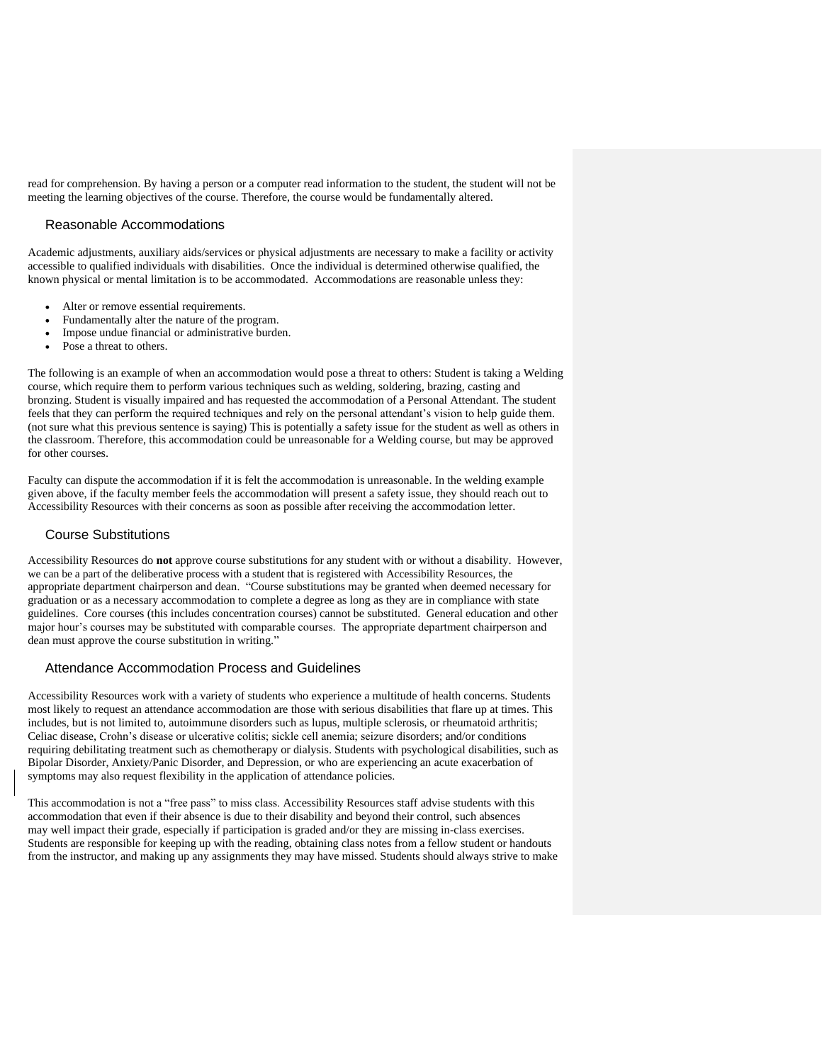read for comprehension. By having a person or a computer read information to the student, the student will not be meeting the learning objectives of the course. Therefore, the course would be fundamentally altered.

## Reasonable Accommodations

Academic adjustments, auxiliary aids/services or physical adjustments are necessary to make a facility or activity accessible to qualified individuals with disabilities. Once the individual is determined otherwise qualified, the known physical or mental limitation is to be accommodated. Accommodations are reasonable unless they:

- Alter or remove essential requirements.
- Fundamentally alter the nature of the program.
- Impose undue financial or administrative burden.
- Pose a threat to others.

The following is an example of when an accommodation would pose a threat to others: Student is taking a Welding course, which require them to perform various techniques such as welding, soldering, brazing, casting and bronzing. Student is visually impaired and has requested the accommodation of a Personal Attendant. The student feels that they can perform the required techniques and rely on the personal attendant's vision to help guide them. (not sure what this previous sentence is saying) This is potentially a safety issue for the student as well as others in the classroom. Therefore, this accommodation could be unreasonable for a Welding course, but may be approved for other courses.

Faculty can dispute the accommodation if it is felt the accommodation is unreasonable. In the welding example given above, if the faculty member feels the accommodation will present a safety issue, they should reach out to Accessibility Resources with their concerns as soon as possible after receiving the accommodation letter.

## Course Substitutions

Accessibility Resources do **not** approve course substitutions for any student with or without a disability. However, we can be a part of the deliberative process with a student that is registered with Accessibility Resources, the appropriate department chairperson and dean. "Course substitutions may be granted when deemed necessary for graduation or as a necessary accommodation to complete a degree as long as they are in compliance with state guidelines. Core courses (this includes concentration courses) cannot be substituted. General education and other major hour's courses may be substituted with comparable courses. The appropriate department chairperson and dean must approve the course substitution in writing."

## Attendance Accommodation Process and Guidelines

Accessibility Resources work with a variety of students who experience a multitude of health concerns. Students most likely to request an attendance accommodation are those with serious disabilities that flare up at times. This includes, but is not limited to, autoimmune disorders such as lupus, multiple sclerosis, or rheumatoid arthritis; Celiac disease, Crohn's disease or ulcerative colitis; sickle cell anemia; seizure disorders; and/or conditions requiring debilitating treatment such as chemotherapy or dialysis. Students with psychological disabilities, such as Bipolar Disorder, Anxiety/Panic Disorder, and Depression, or who are experiencing an acute exacerbation of symptoms may also request flexibility in the application of attendance policies.

This accommodation is not a "free pass" to miss class. Accessibility Resources staff advise students with this accommodation that even if their absence is due to their disability and beyond their control, such absences may well impact their grade, especially if participation is graded and/or they are missing in-class exercises. Students are responsible for keeping up with the reading, obtaining class notes from a fellow student or handouts from the instructor, and making up any assignments they may have missed. Students should always strive to make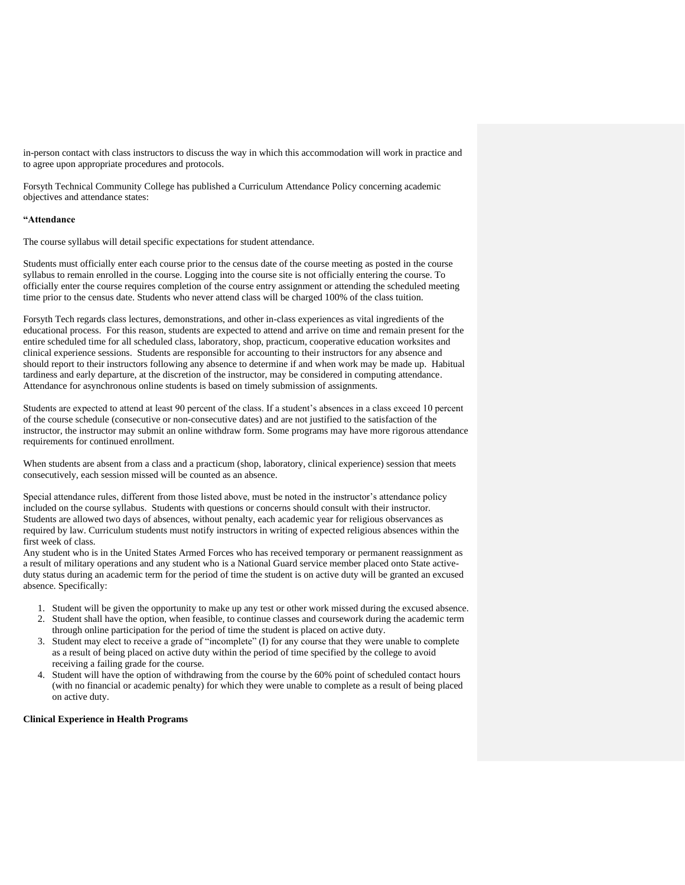in-person contact with class instructors to discuss the way in which this accommodation will work in practice and to agree upon appropriate procedures and protocols.

Forsyth Technical Community College has published a Curriculum Attendance Policy concerning academic objectives and attendance states:

**"Attendance**

The course syllabus will detail specific expectations for student attendance.

Students must officially enter each course prior to the census date of the course meeting as posted in the course syllabus to remain enrolled in the course. Logging into the course site is not officially entering the course. To officially enter the course requires completion of the course entry assignment or attending the scheduled meeting time prior to the census date. Students who never attend class will be charged 100% of the class tuition.

Forsyth Tech regards class lectures, demonstrations, and other in-class experiences as vital ingredients of the educational process. For this reason, students are expected to attend and arrive on time and remain present for the entire scheduled time for all scheduled class, laboratory, shop, practicum, cooperative education worksites and clinical experience sessions. Students are responsible for accounting to their instructors for any absence and should report to their instructors following any absence to determine if and when work may be made up. Habitual tardiness and early departure, at the discretion of the instructor, may be considered in computing attendance. Attendance for asynchronous online students is based on timely submission of assignments.

Students are expected to attend at least 90 percent of the class. If a student's absences in a class exceed 10 percent of the course schedule (consecutive or non-consecutive dates) and are not justified to the satisfaction of the instructor, the instructor may submit an online withdraw form. Some programs may have more rigorous attendance requirements for continued enrollment.

When students are absent from a class and a practicum (shop, laboratory, clinical experience) session that meets consecutively, each session missed will be counted as an absence.

Special attendance rules, different from those listed above, must be noted in the instructor's attendance policy included on the course syllabus. Students with questions or concerns should consult with their instructor. Students are allowed two days of absences, without penalty, each academic year for religious observances as required by law. Curriculum students must notify instructors in writing of expected religious absences within the first week of class.

Any student who is in the United States Armed Forces who has received temporary or permanent reassignment as a result of military operations and any student who is a National Guard service member placed onto State active-duty status during an academic term for the period of time the student is on active duty will be granted an excused absence. Specifically:

1. Student will be given the opportunity to make up any test or other work missed during the excused absence.
2. Student shall have the option, when feasible, to continue classes and coursework during the academic term through online participation for the period of time the student is placed on active duty.
3. Student may elect to receive a grade of "incomplete" (I) for any course that they were unable to complete as a result of being placed on active duty within the period of time specified by the college to avoid receiving a failing grade for the course.
4. Student will have the option of withdrawing from the course by the 60% point of scheduled contact hours (with no financial or academic penalty) for which they were unable to complete as a result of being placed on active duty.

**Clinical Experience in Health Programs**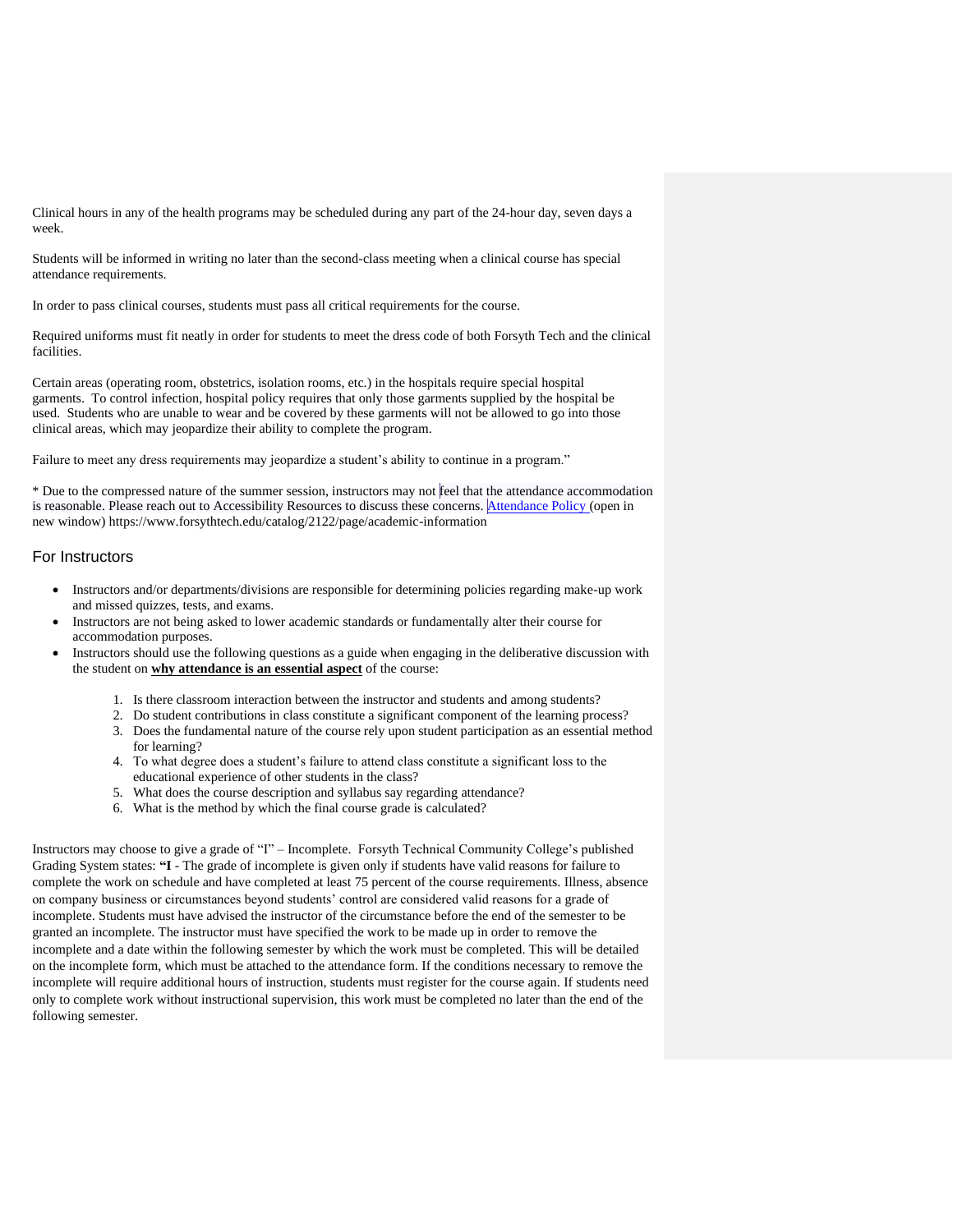Clinical hours in any of the health programs may be scheduled during any part of the 24-hour day, seven days a week.

Students will be informed in writing no later than the second-class meeting when a clinical course has special attendance requirements.

In order to pass clinical courses, students must pass all critical requirements for the course.

Required uniforms must fit neatly in order for students to meet the dress code of both Forsyth Tech and the clinical facilities.

Certain areas (operating room, obstetrics, isolation rooms, etc.) in the hospitals require special hospital garments. To control infection, hospital policy requires that only those garments supplied by the hospital be used. Students who are unable to wear and be covered by these garments will not be allowed to go into those clinical areas, which may jeopardize their ability to complete the program.

Failure to meet any dress requirements may jeopardize a student's ability to continue in a program."

* Due to the compressed nature of the summer session, instructors may not feel that the attendance accommodation is reasonable. Please reach out to Accessibility Resources to discuss these concerns. [Attendance Policy](https://www.forsythtech.edu/catalog/2122/page/academic-information) (open in new window) https://www.forsythtech.edu/catalog/2122/page/academic-information

## For Instructors

- Instructors and/or departments/divisions are responsible for determining policies regarding make-up work and missed quizzes, tests, and exams.
- Instructors are not being asked to lower academic standards or fundamentally alter their course for accommodation purposes.
- Instructors should use the following questions as a guide when engaging in the deliberative discussion with the student on **<u>why attendance is an essential aspect</u>** of the course:

    1. Is there classroom interaction between the instructor and students and among students?
    2. Do student contributions in class constitute a significant component of the learning process?
    3. Does the fundamental nature of the course rely upon student participation as an essential method for learning?
    4. To what degree does a student's failure to attend class constitute a significant loss to the educational experience of other students in the class?
    5. What does the course description and syllabus say regarding attendance?
    6. What is the method by which the final course grade is calculated?

Instructors may choose to give a grade of "I" – Incomplete. Forsyth Technical Community College's published Grading System states: **"I** - The grade of incomplete is given only if students have valid reasons for failure to complete the work on schedule and have completed at least 75 percent of the course requirements. Illness, absence on company business or circumstances beyond students' control are considered valid reasons for a grade of incomplete. Students must have advised the instructor of the circumstance before the end of the semester to be granted an incomplete. The instructor must have specified the work to be made up in order to remove the incomplete and a date within the following semester by which the work must be completed. This will be detailed on the incomplete form, which must be attached to the attendance form. If the conditions necessary to remove the incomplete will require additional hours of instruction, students must register for the course again. If students need only to complete work without instructional supervision, this work must be completed no later than the end of the following semester.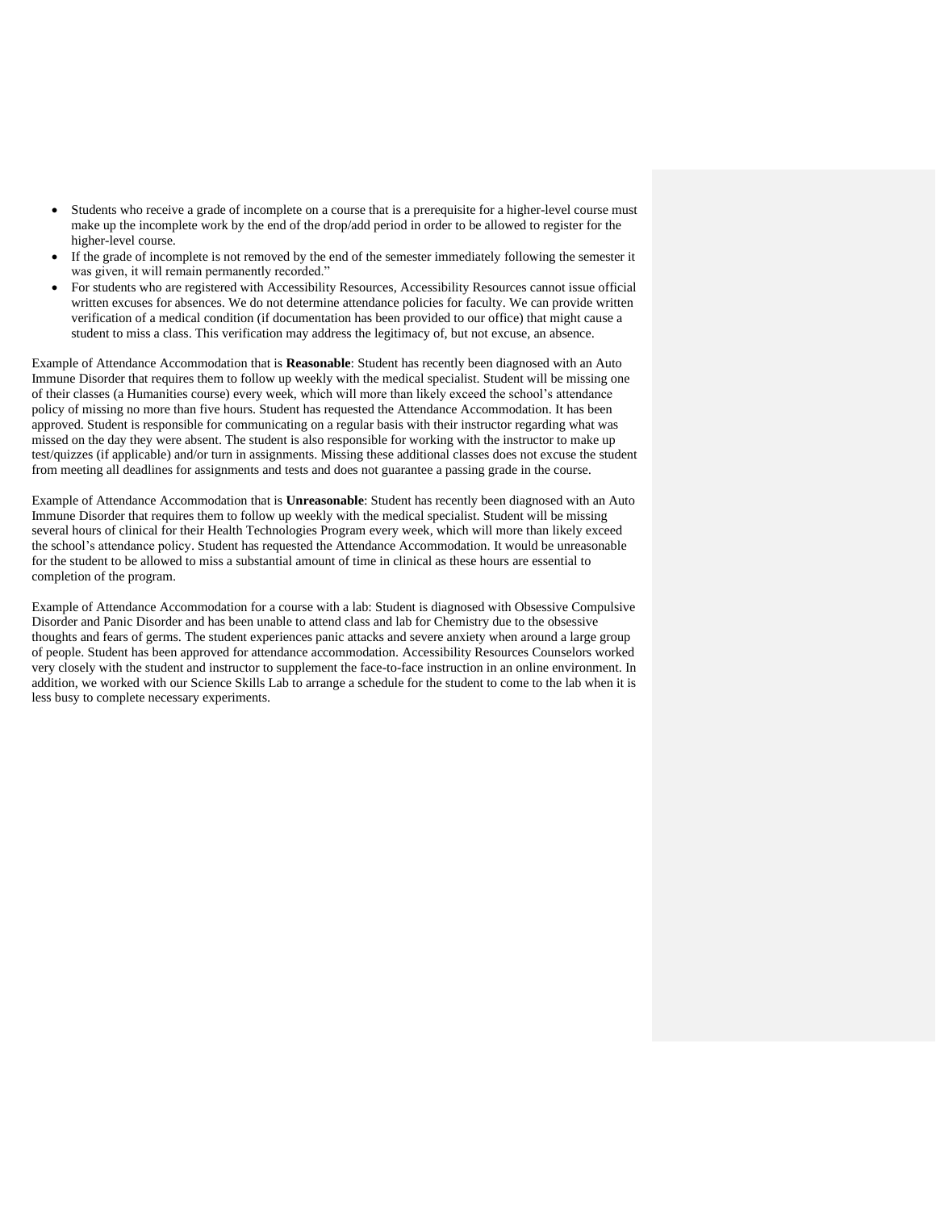- Students who receive a grade of incomplete on a course that is a prerequisite for a higher-level course must make up the incomplete work by the end of the drop/add period in order to be allowed to register for the higher-level course.
- If the grade of incomplete is not removed by the end of the semester immediately following the semester it was given, it will remain permanently recorded."
- For students who are registered with Accessibility Resources, Accessibility Resources cannot issue official written excuses for absences. We do not determine attendance policies for faculty. We can provide written verification of a medical condition (if documentation has been provided to our office) that might cause a student to miss a class. This verification may address the legitimacy of, but not excuse, an absence.

Example of Attendance Accommodation that is **Reasonable**: Student has recently been diagnosed with an Auto Immune Disorder that requires them to follow up weekly with the medical specialist. Student will be missing one of their classes (a Humanities course) every week, which will more than likely exceed the school's attendance policy of missing no more than five hours. Student has requested the Attendance Accommodation. It has been approved. Student is responsible for communicating on a regular basis with their instructor regarding what was missed on the day they were absent. The student is also responsible for working with the instructor to make up test/quizzes (if applicable) and/or turn in assignments. Missing these additional classes does not excuse the student from meeting all deadlines for assignments and tests and does not guarantee a passing grade in the course.

Example of Attendance Accommodation that is **Unreasonable**: Student has recently been diagnosed with an Auto Immune Disorder that requires them to follow up weekly with the medical specialist. Student will be missing several hours of clinical for their Health Technologies Program every week, which will more than likely exceed the school's attendance policy. Student has requested the Attendance Accommodation. It would be unreasonable for the student to be allowed to miss a substantial amount of time in clinical as these hours are essential to completion of the program.

Example of Attendance Accommodation for a course with a lab: Student is diagnosed with Obsessive Compulsive Disorder and Panic Disorder and has been unable to attend class and lab for Chemistry due to the obsessive thoughts and fears of germs. The student experiences panic attacks and severe anxiety when around a large group of people. Student has been approved for attendance accommodation. Accessibility Resources Counselors worked very closely with the student and instructor to supplement the face-to-face instruction in an online environment. In addition, we worked with our Science Skills Lab to arrange a schedule for the student to come to the lab when it is less busy to complete necessary experiments.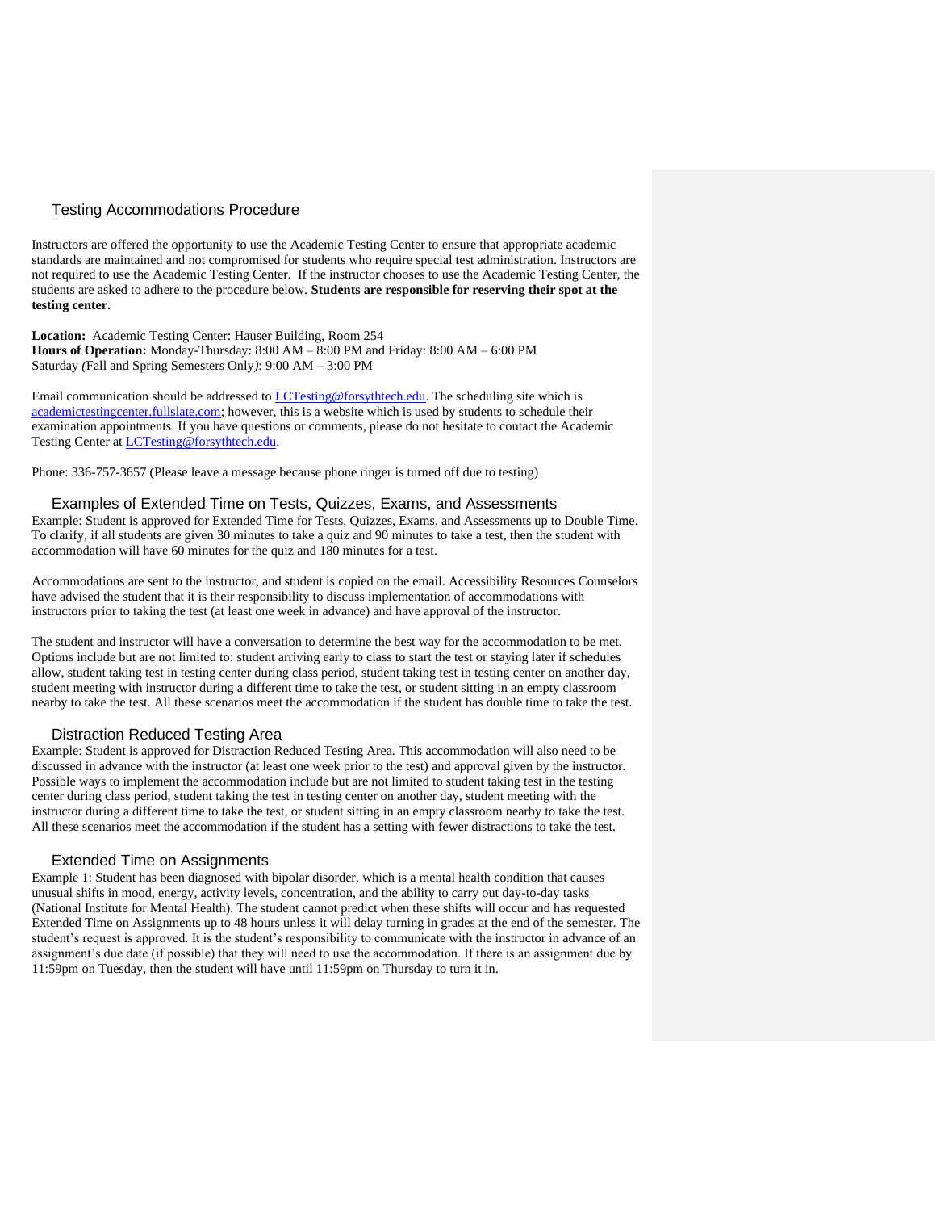## Testing Accommodations Procedure

Instructors are offered the opportunity to use the Academic Testing Center to ensure that appropriate academic standards are maintained and not compromised for students who require special test administration. Instructors are not required to use the Academic Testing Center. If the instructor chooses to use the Academic Testing Center, the students are asked to adhere to the procedure below. **Students are responsible for reserving their spot at the testing center.**

**Location:** Academic Testing Center: Hauser Building, Room 254
**Hours of Operation:** Monday-Thursday: 8:00 AM – 8:00 PM and Friday: 8:00 AM – 6:00 PM
Saturday *(*Fall and Spring Semesters Only*)*: 9:00 AM – 3:00 PM

Email communication should be addressed to [LCTesting@forsythtech.edu](mailto:LCTesting@forsythtech.edu). The scheduling site which is [academictestingcenter.fullslate.com](academictestingcenter.fullslate.com); however, this is a website which is used by students to schedule their examination appointments. If you have questions or comments, please do not hesitate to contact the Academic Testing Center at [LCTesting@forsythtech.edu](mailto:LCTesting@forsythtech.edu).

Phone: 336-757-3657 (Please leave a message because phone ringer is turned off due to testing)

### Examples of Extended Time on Tests, Quizzes, Exams, and Assessments

Example: Student is approved for Extended Time for Tests, Quizzes, Exams, and Assessments up to Double Time. To clarify, if all students are given 30 minutes to take a quiz and 90 minutes to take a test, then the student with accommodation will have 60 minutes for the quiz and 180 minutes for a test.

Accommodations are sent to the instructor, and student is copied on the email. Accessibility Resources Counselors have advised the student that it is their responsibility to discuss implementation of accommodations with instructors prior to taking the test (at least one week in advance) and have approval of the instructor.

The student and instructor will have a conversation to determine the best way for the accommodation to be met. Options include but are not limited to: student arriving early to class to start the test or staying later if schedules allow, student taking test in testing center during class period, student taking test in testing center on another day, student meeting with instructor during a different time to take the test, or student sitting in an empty classroom nearby to take the test. All these scenarios meet the accommodation if the student has double time to take the test.

### Distraction Reduced Testing Area

Example: Student is approved for Distraction Reduced Testing Area. This accommodation will also need to be discussed in advance with the instructor (at least one week prior to the test) and approval given by the instructor. Possible ways to implement the accommodation include but are not limited to student taking test in the testing center during class period, student taking the test in testing center on another day, student meeting with the instructor during a different time to take the test, or student sitting in an empty classroom nearby to take the test. All these scenarios meet the accommodation if the student has a setting with fewer distractions to take the test.

### Extended Time on Assignments

Example 1: Student has been diagnosed with bipolar disorder, which is a mental health condition that causes unusual shifts in mood, energy, activity levels, concentration, and the ability to carry out day-to-day tasks (National Institute for Mental Health). The student cannot predict when these shifts will occur and has requested Extended Time on Assignments up to 48 hours unless it will delay turning in grades at the end of the semester. The student's request is approved. It is the student's responsibility to communicate with the instructor in advance of an assignment's due date (if possible) that they will need to use the accommodation. If there is an assignment due by 11:59pm on Tuesday, then the student will have until 11:59pm on Thursday to turn it in.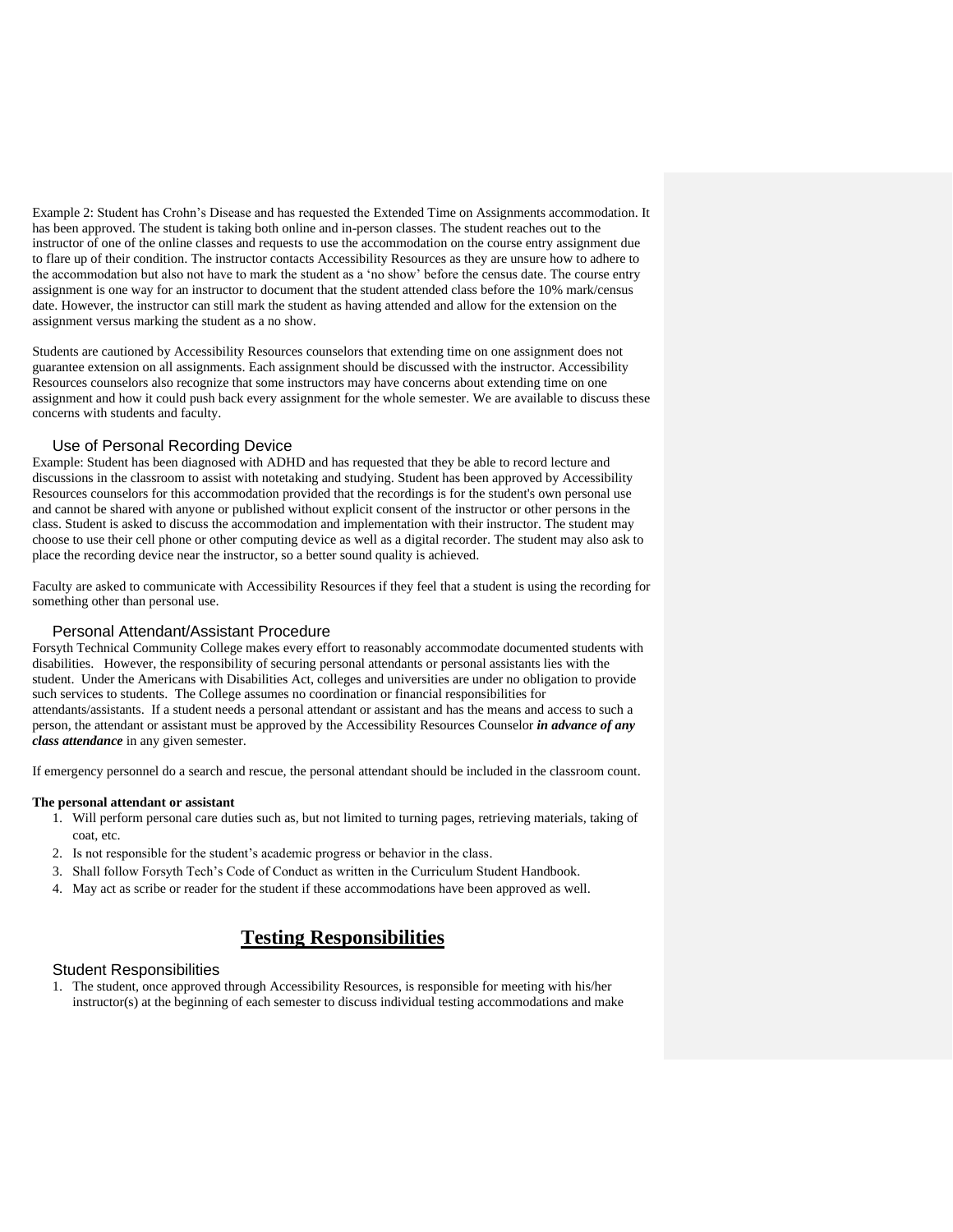Example 2: Student has Crohn's Disease and has requested the Extended Time on Assignments accommodation. It has been approved. The student is taking both online and in-person classes. The student reaches out to the instructor of one of the online classes and requests to use the accommodation on the course entry assignment due to flare up of their condition. The instructor contacts Accessibility Resources as they are unsure how to adhere to the accommodation but also not have to mark the student as a 'no show' before the census date. The course entry assignment is one way for an instructor to document that the student attended class before the 10% mark/census date. However, the instructor can still mark the student as having attended and allow for the extension on the assignment versus marking the student as a no show.

Students are cautioned by Accessibility Resources counselors that extending time on one assignment does not guarantee extension on all assignments. Each assignment should be discussed with the instructor. Accessibility Resources counselors also recognize that some instructors may have concerns about extending time on one assignment and how it could push back every assignment for the whole semester. We are available to discuss these concerns with students and faculty.

### Use of Personal Recording Device

Example: Student has been diagnosed with ADHD and has requested that they be able to record lecture and discussions in the classroom to assist with notetaking and studying. Student has been approved by Accessibility Resources counselors for this accommodation provided that the recordings is for the student's own personal use and cannot be shared with anyone or published without explicit consent of the instructor or other persons in the class. Student is asked to discuss the accommodation and implementation with their instructor. The student may choose to use their cell phone or other computing device as well as a digital recorder. The student may also ask to place the recording device near the instructor, so a better sound quality is achieved.

Faculty are asked to communicate with Accessibility Resources if they feel that a student is using the recording for something other than personal use.

### Personal Attendant/Assistant Procedure

Forsyth Technical Community College makes every effort to reasonably accommodate documented students with disabilities. However, the responsibility of securing personal attendants or personal assistants lies with the student. Under the Americans with Disabilities Act, colleges and universities are under no obligation to provide such services to students. The College assumes no coordination or financial responsibilities for attendants/assistants. If a student needs a personal attendant or assistant and has the means and access to such a person, the attendant or assistant must be approved by the Accessibility Resources Counselor ***in advance of any class attendance*** in any given semester.

If emergency personnel do a search and rescue, the personal attendant should be included in the classroom count.

**The personal attendant or assistant**

1. Will perform personal care duties such as, but not limited to turning pages, retrieving materials, taking of coat, etc.
2. Is not responsible for the student's academic progress or behavior in the class.
3. Shall follow Forsyth Tech's Code of Conduct as written in the Curriculum Student Handbook.
4. May act as scribe or reader for the student if these accommodations have been approved as well.

## Testing Responsibilities

### Student Responsibilities

1. The student, once approved through Accessibility Resources, is responsible for meeting with his/her instructor(s) at the beginning of each semester to discuss individual testing accommodations and make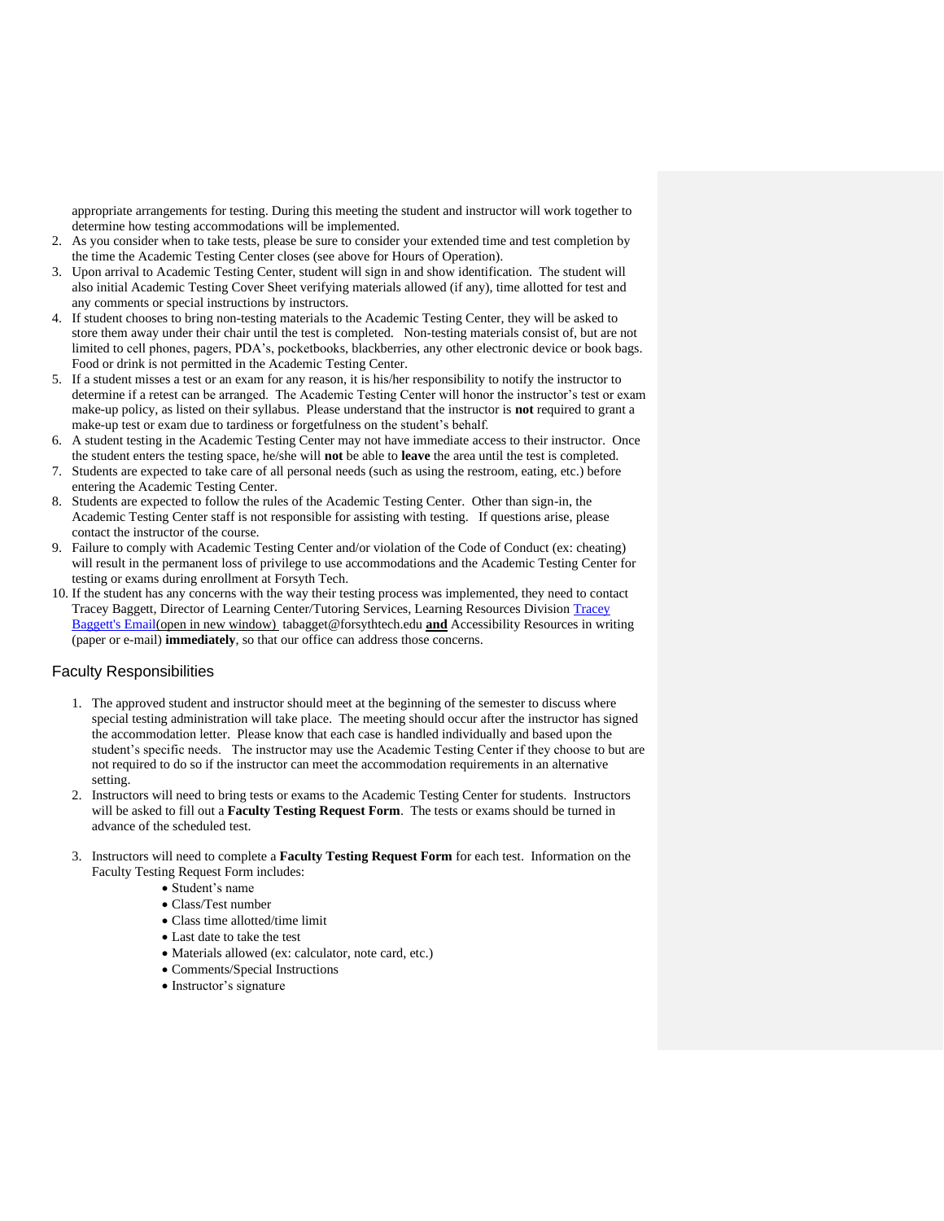appropriate arrangements for testing. During this meeting the student and instructor will work together to determine how testing accommodations will be implemented.

2. As you consider when to take tests, please be sure to consider your extended time and test completion by the time the Academic Testing Center closes (see above for Hours of Operation).
3. Upon arrival to Academic Testing Center, student will sign in and show identification. The student will also initial Academic Testing Cover Sheet verifying materials allowed (if any), time allotted for test and any comments or special instructions by instructors.
4. If student chooses to bring non-testing materials to the Academic Testing Center, they will be asked to store them away under their chair until the test is completed. Non-testing materials consist of, but are not limited to cell phones, pagers, PDA's, pocketbooks, blackberries, any other electronic device or book bags. Food or drink is not permitted in the Academic Testing Center.
5. If a student misses a test or an exam for any reason, it is his/her responsibility to notify the instructor to determine if a retest can be arranged. The Academic Testing Center will honor the instructor's test or exam make-up policy, as listed on their syllabus. Please understand that the instructor is **not** required to grant a make-up test or exam due to tardiness or forgetfulness on the student's behalf.
6. A student testing in the Academic Testing Center may not have immediate access to their instructor. Once the student enters the testing space, he/she will **not** be able to **leave** the area until the test is completed.
7. Students are expected to take care of all personal needs (such as using the restroom, eating, etc.) before entering the Academic Testing Center.
8. Students are expected to follow the rules of the Academic Testing Center. Other than sign-in, the Academic Testing Center staff is not responsible for assisting with testing. If questions arise, please contact the instructor of the course.
9. Failure to comply with Academic Testing Center and/or violation of the Code of Conduct (ex: cheating) will result in the permanent loss of privilege to use accommodations and the Academic Testing Center for testing or exams during enrollment at Forsyth Tech.
10. If the student has any concerns with the way their testing process was implemented, they need to contact Tracey Baggett, Director of Learning Center/Tutoring Services, Learning Resources Division Tracey Baggett's Email(open in new window) tabagget@forsythtech.edu **and** Accessibility Resources in writing (paper or e-mail) **immediately**, so that our office can address those concerns.

## Faculty Responsibilities

1. The approved student and instructor should meet at the beginning of the semester to discuss where special testing administration will take place. The meeting should occur after the instructor has signed the accommodation letter. Please know that each case is handled individually and based upon the student's specific needs. The instructor may use the Academic Testing Center if they choose to but are not required to do so if the instructor can meet the accommodation requirements in an alternative setting.
2. Instructors will need to bring tests or exams to the Academic Testing Center for students. Instructors will be asked to fill out a **Faculty Testing Request Form**. The tests or exams should be turned in advance of the scheduled test.
3. Instructors will need to complete a **Faculty Testing Request Form** for each test. Information on the Faculty Testing Request Form includes:
   - Student's name
   - Class/Test number
   - Class time allotted/time limit
   - Last date to take the test
   - Materials allowed (ex: calculator, note card, etc.)
   - Comments/Special Instructions
   - Instructor's signature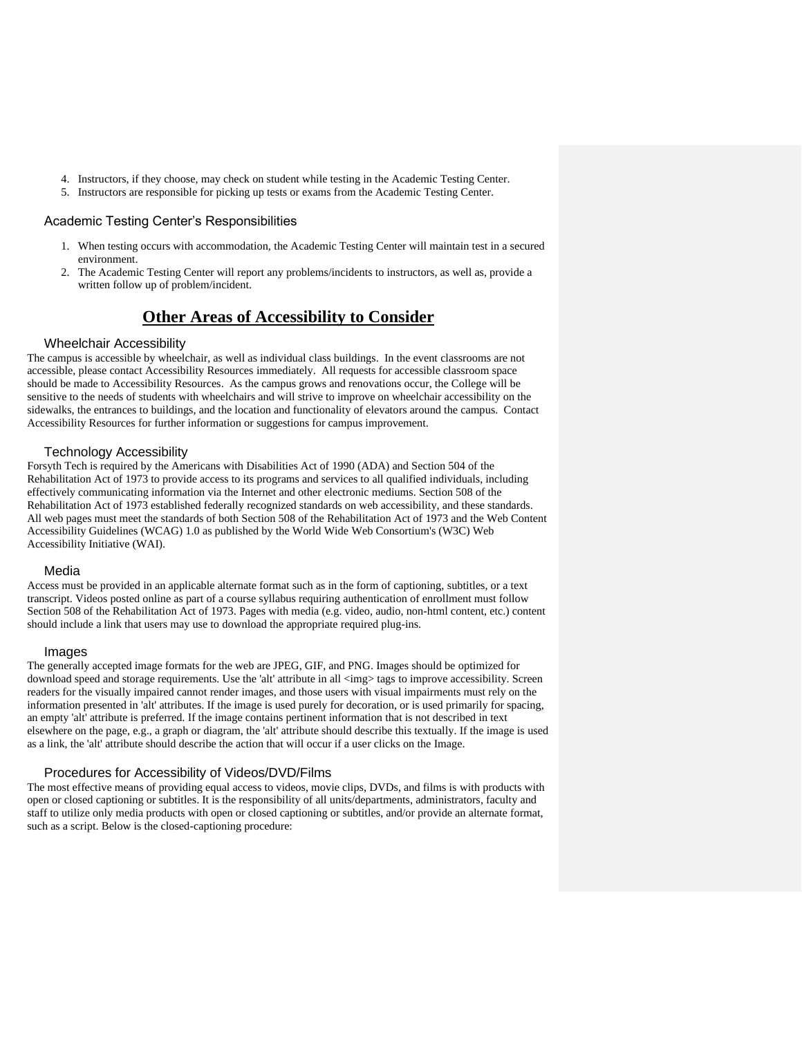4. Instructors, if they choose, may check on student while testing in the Academic Testing Center.
5. Instructors are responsible for picking up tests or exams from the Academic Testing Center.

### Academic Testing Center's Responsibilities

1. When testing occurs with accommodation, the Academic Testing Center will maintain test in a secured environment.
2. The Academic Testing Center will report any problems/incidents to instructors, as well as, provide a written follow up of problem/incident.

## **Other Areas of Accessibility to Consider**

### Wheelchair Accessibility

The campus is accessible by wheelchair, as well as individual class buildings. In the event classrooms are not accessible, please contact Accessibility Resources immediately. All requests for accessible classroom space should be made to Accessibility Resources. As the campus grows and renovations occur, the College will be sensitive to the needs of students with wheelchairs and will strive to improve on wheelchair accessibility on the sidewalks, the entrances to buildings, and the location and functionality of elevators around the campus. Contact Accessibility Resources for further information or suggestions for campus improvement.

### Technology Accessibility

Forsyth Tech is required by the Americans with Disabilities Act of 1990 (ADA) and Section 504 of the Rehabilitation Act of 1973 to provide access to its programs and services to all qualified individuals, including effectively communicating information via the Internet and other electronic mediums. Section 508 of the Rehabilitation Act of 1973 established federally recognized standards on web accessibility, and these standards. All web pages must meet the standards of both Section 508 of the Rehabilitation Act of 1973 and the Web Content Accessibility Guidelines (WCAG) 1.0 as published by the World Wide Web Consortium's (W3C) Web Accessibility Initiative (WAI).

### Media

Access must be provided in an applicable alternate format such as in the form of captioning, subtitles, or a text transcript. Videos posted online as part of a course syllabus requiring authentication of enrollment must follow Section 508 of the Rehabilitation Act of 1973. Pages with media (e.g. video, audio, non-html content, etc.) content should include a link that users may use to download the appropriate required plug-ins.

### Images

The generally accepted image formats for the web are JPEG, GIF, and PNG. Images should be optimized for download speed and storage requirements. Use the 'alt' attribute in all <img> tags to improve accessibility. Screen readers for the visually impaired cannot render images, and those users with visual impairments must rely on the information presented in 'alt' attributes. If the image is used purely for decoration, or is used primarily for spacing, an empty 'alt' attribute is preferred. If the image contains pertinent information that is not described in text elsewhere on the page, e.g., a graph or diagram, the 'alt' attribute should describe this textually. If the image is used as a link, the 'alt' attribute should describe the action that will occur if a user clicks on the Image.

### Procedures for Accessibility of Videos/DVD/Films

The most effective means of providing equal access to videos, movie clips, DVDs, and films is with products with open or closed captioning or subtitles. It is the responsibility of all units/departments, administrators, faculty and staff to utilize only media products with open or closed captioning or subtitles, and/or provide an alternate format, such as a script. Below is the closed-captioning procedure: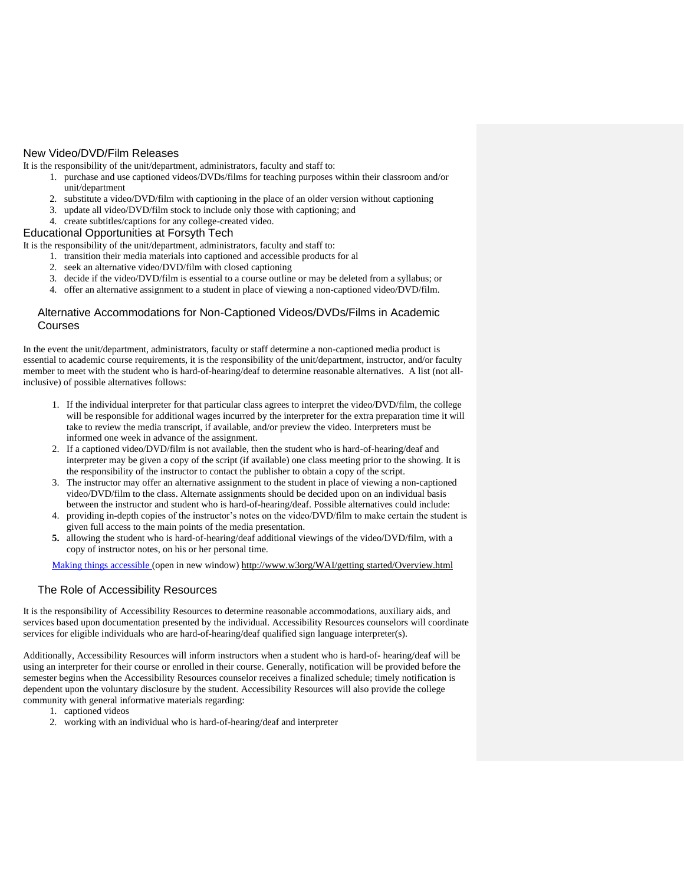## New Video/DVD/Film Releases

It is the responsibility of the unit/department, administrators, faculty and staff to:

1. purchase and use captioned videos/DVDs/films for teaching purposes within their classroom and/or unit/department
2. substitute a video/DVD/film with captioning in the place of an older version without captioning
3. update all video/DVD/film stock to include only those with captioning; and
4. create subtitles/captions for any college-created video.

## Educational Opportunities at Forsyth Tech

It is the responsibility of the unit/department, administrators, faculty and staff to:

1. transition their media materials into captioned and accessible products for al
2. seek an alternative video/DVD/film with closed captioning
3. decide if the video/DVD/film is essential to a course outline or may be deleted from a syllabus; or
4. offer an alternative assignment to a student in place of viewing a non-captioned video/DVD/film.

### Alternative Accommodations for Non-Captioned Videos/DVDs/Films in Academic Courses

In the event the unit/department, administrators, faculty or staff determine a non-captioned media product is essential to academic course requirements, it is the responsibility of the unit/department, instructor, and/or faculty member to meet with the student who is hard-of-hearing/deaf to determine reasonable alternatives. A list (not all-inclusive) of possible alternatives follows:

1. If the individual interpreter for that particular class agrees to interpret the video/DVD/film, the college will be responsible for additional wages incurred by the interpreter for the extra preparation time it will take to review the media transcript, if available, and/or preview the video. Interpreters must be informed one week in advance of the assignment.
2. If a captioned video/DVD/film is not available, then the student who is hard-of-hearing/deaf and interpreter may be given a copy of the script (if available) one class meeting prior to the showing. It is the responsibility of the instructor to contact the publisher to obtain a copy of the script.
3. The instructor may offer an alternative assignment to the student in place of viewing a non-captioned video/DVD/film to the class. Alternate assignments should be decided upon on an individual basis between the instructor and student who is hard-of-hearing/deaf. Possible alternatives could include:
4. providing in-depth copies of the instructor's notes on the video/DVD/film to make certain the student is given full access to the main points of the media presentation.
5. allowing the student who is hard-of-hearing/deaf additional viewings of the video/DVD/film, with a copy of instructor notes, on his or her personal time.

[Making things accessible ](http://www.w3org/WAI/getting started/Overview.html)(open in new window) http://www.w3org/WAI/getting started/Overview.html

### The Role of Accessibility Resources

It is the responsibility of Accessibility Resources to determine reasonable accommodations, auxiliary aids, and services based upon documentation presented by the individual. Accessibility Resources counselors will coordinate services for eligible individuals who are hard-of-hearing/deaf qualified sign language interpreter(s).

Additionally, Accessibility Resources will inform instructors when a student who is hard-of- hearing/deaf will be using an interpreter for their course or enrolled in their course. Generally, notification will be provided before the semester begins when the Accessibility Resources counselor receives a finalized schedule; timely notification is dependent upon the voluntary disclosure by the student. Accessibility Resources will also provide the college community with general informative materials regarding:

1. captioned videos
2. working with an individual who is hard-of-hearing/deaf and interpreter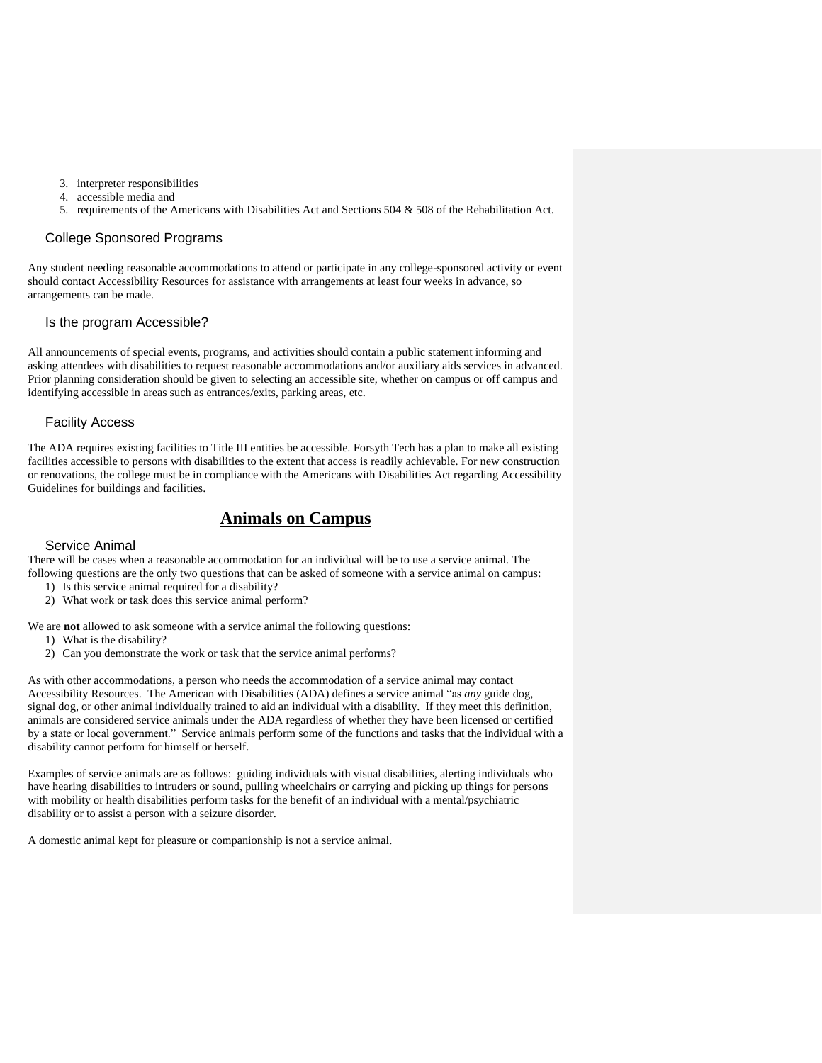3. interpreter responsibilities
4. accessible media and
5. requirements of the Americans with Disabilities Act and Sections 504 & 508 of the Rehabilitation Act.

### College Sponsored Programs

Any student needing reasonable accommodations to attend or participate in any college-sponsored activity or event should contact Accessibility Resources for assistance with arrangements at least four weeks in advance, so arrangements can be made.

### Is the program Accessible?

All announcements of special events, programs, and activities should contain a public statement informing and asking attendees with disabilities to request reasonable accommodations and/or auxiliary aids services in advanced. Prior planning consideration should be given to selecting an accessible site, whether on campus or off campus and identifying accessible in areas such as entrances/exits, parking areas, etc.

### Facility Access

The ADA requires existing facilities to Title III entities be accessible. Forsyth Tech has a plan to make all existing facilities accessible to persons with disabilities to the extent that access is readily achievable. For new construction or renovations, the college must be in compliance with the Americans with Disabilities Act regarding Accessibility Guidelines for buildings and facilities.

## Animals on Campus

### Service Animal

There will be cases when a reasonable accommodation for an individual will be to use a service animal. The following questions are the only two questions that can be asked of someone with a service animal on campus:

1) Is this service animal required for a disability?
2) What work or task does this service animal perform?

We are **not** allowed to ask someone with a service animal the following questions:

1) What is the disability?
2) Can you demonstrate the work or task that the service animal performs?

As with other accommodations, a person who needs the accommodation of a service animal may contact Accessibility Resources. The American with Disabilities (ADA) defines a service animal "as *any* guide dog, signal dog, or other animal individually trained to aid an individual with a disability. If they meet this definition, animals are considered service animals under the ADA regardless of whether they have been licensed or certified by a state or local government." Service animals perform some of the functions and tasks that the individual with a disability cannot perform for himself or herself.

Examples of service animals are as follows: guiding individuals with visual disabilities, alerting individuals who have hearing disabilities to intruders or sound, pulling wheelchairs or carrying and picking up things for persons with mobility or health disabilities perform tasks for the benefit of an individual with a mental/psychiatric disability or to assist a person with a seizure disorder.

A domestic animal kept for pleasure or companionship is not a service animal.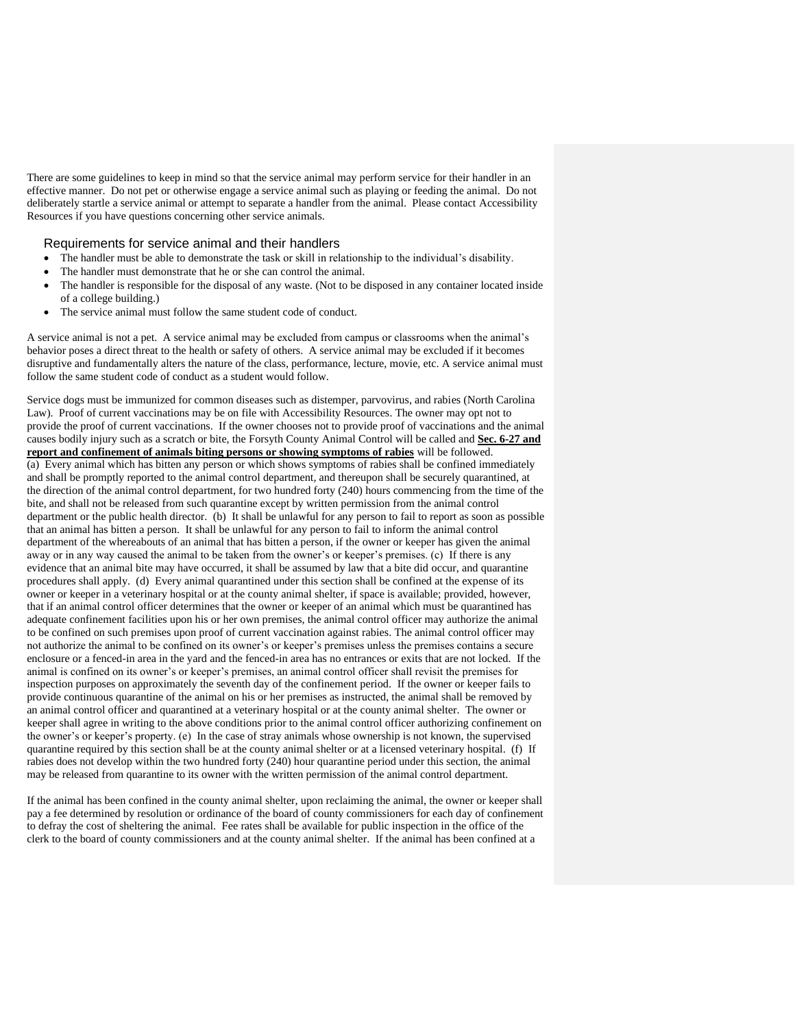There are some guidelines to keep in mind so that the service animal may perform service for their handler in an effective manner. Do not pet or otherwise engage a service animal such as playing or feeding the animal. Do not deliberately startle a service animal or attempt to separate a handler from the animal. Please contact Accessibility Resources if you have questions concerning other service animals.

## Requirements for service animal and their handlers

- The handler must be able to demonstrate the task or skill in relationship to the individual's disability.
- The handler must demonstrate that he or she can control the animal.
- The handler is responsible for the disposal of any waste. (Not to be disposed in any container located inside of a college building.)
- The service animal must follow the same student code of conduct.

A service animal is not a pet. A service animal may be excluded from campus or classrooms when the animal's behavior poses a direct threat to the health or safety of others. A service animal may be excluded if it becomes disruptive and fundamentally alters the nature of the class, performance, lecture, movie, etc. A service animal must follow the same student code of conduct as a student would follow.

Service dogs must be immunized for common diseases such as distemper, parvovirus, and rabies (North Carolina Law). Proof of current vaccinations may be on file with Accessibility Resources. The owner may opt not to provide the proof of current vaccinations. If the owner chooses not to provide proof of vaccinations and the animal causes bodily injury such as a scratch or bite, the Forsyth County Animal Control will be called and **Sec. 6-27 and report and confinement of animals biting persons or showing symptoms of rabies** will be followed.
(a) Every animal which has bitten any person or which shows symptoms of rabies shall be confined immediately and shall be promptly reported to the animal control department, and thereupon shall be securely quarantined, at the direction of the animal control department, for two hundred forty (240) hours commencing from the time of the bite, and shall not be released from such quarantine except by written permission from the animal control department or the public health director. (b) It shall be unlawful for any person to fail to report as soon as possible that an animal has bitten a person. It shall be unlawful for any person to fail to inform the animal control department of the whereabouts of an animal that has bitten a person, if the owner or keeper has given the animal away or in any way caused the animal to be taken from the owner's or keeper's premises. (c) If there is any evidence that an animal bite may have occurred, it shall be assumed by law that a bite did occur, and quarantine procedures shall apply. (d) Every animal quarantined under this section shall be confined at the expense of its owner or keeper in a veterinary hospital or at the county animal shelter, if space is available; provided, however, that if an animal control officer determines that the owner or keeper of an animal which must be quarantined has adequate confinement facilities upon his or her own premises, the animal control officer may authorize the animal to be confined on such premises upon proof of current vaccination against rabies. The animal control officer may not authorize the animal to be confined on its owner's or keeper's premises unless the premises contains a secure enclosure or a fenced-in area in the yard and the fenced-in area has no entrances or exits that are not locked. If the animal is confined on its owner's or keeper's premises, an animal control officer shall revisit the premises for inspection purposes on approximately the seventh day of the confinement period. If the owner or keeper fails to provide continuous quarantine of the animal on his or her premises as instructed, the animal shall be removed by an animal control officer and quarantined at a veterinary hospital or at the county animal shelter. The owner or keeper shall agree in writing to the above conditions prior to the animal control officer authorizing confinement on the owner's or keeper's property. (e) In the case of stray animals whose ownership is not known, the supervised quarantine required by this section shall be at the county animal shelter or at a licensed veterinary hospital. (f) If rabies does not develop within the two hundred forty (240) hour quarantine period under this section, the animal may be released from quarantine to its owner with the written permission of the animal control department.

If the animal has been confined in the county animal shelter, upon reclaiming the animal, the owner or keeper shall pay a fee determined by resolution or ordinance of the board of county commissioners for each day of confinement to defray the cost of sheltering the animal. Fee rates shall be available for public inspection in the office of the clerk to the board of county commissioners and at the county animal shelter. If the animal has been confined at a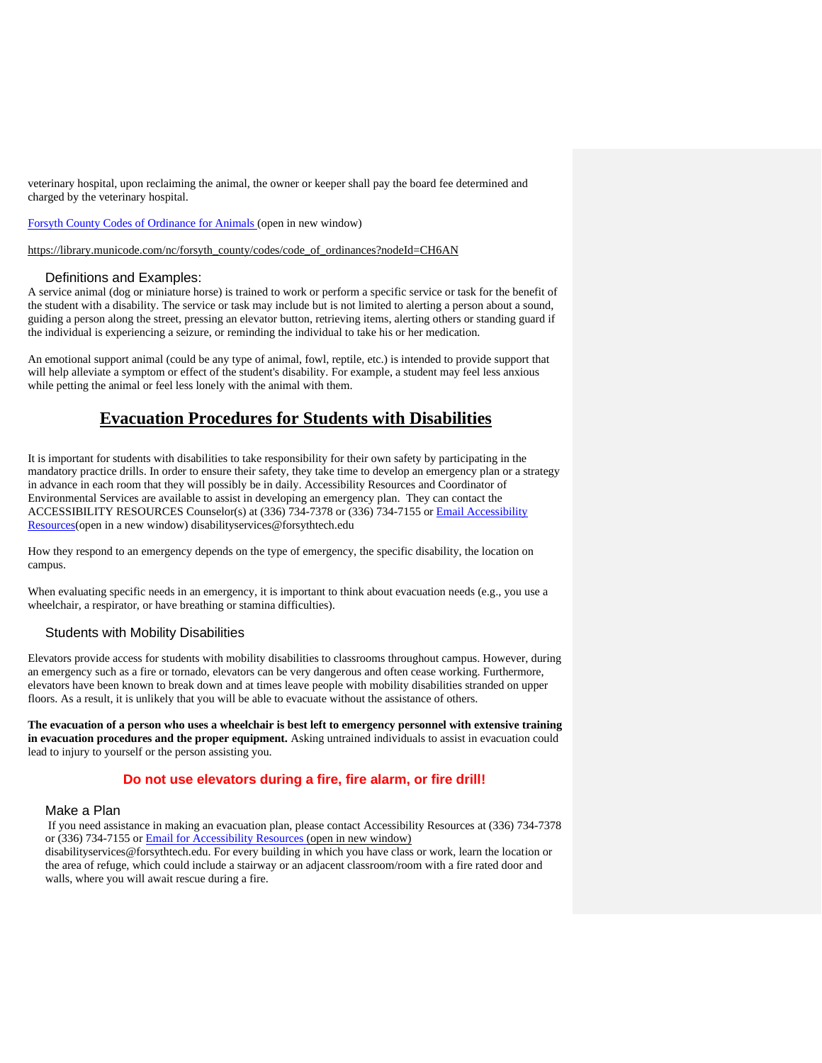veterinary hospital, upon reclaiming the animal, the owner or keeper shall pay the board fee determined and charged by the veterinary hospital.

[Forsyth County Codes of Ordinance for Animals](https://library.municode.com/nc/forsyth_county/codes/code_of_ordinances?nodeId=CH6AN) (open in new window)

https://library.municode.com/nc/forsyth_county/codes/code_of_ordinances?nodeId=CH6AN

### Definitions and Examples:

A service animal (dog or miniature horse) is trained to work or perform a specific service or task for the benefit of the student with a disability. The service or task may include but is not limited to alerting a person about a sound, guiding a person along the street, pressing an elevator button, retrieving items, alerting others or standing guard if the individual is experiencing a seizure, or reminding the individual to take his or her medication.

An emotional support animal (could be any type of animal, fowl, reptile, etc.) is intended to provide support that will help alleviate a symptom or effect of the student's disability. For example, a student may feel less anxious while petting the animal or feel less lonely with the animal with them.

## Evacuation Procedures for Students with Disabilities

It is important for students with disabilities to take responsibility for their own safety by participating in the mandatory practice drills. In order to ensure their safety, they take time to develop an emergency plan or a strategy in advance in each room that they will possibly be in daily. Accessibility Resources and Coordinator of Environmental Services are available to assist in developing an emergency plan. They can contact the ACCESSIBILITY RESOURCES Counselor(s) at (336) 734-7378 or (336) 734-7155 or [Email Accessibility Resources](mailto:disabilityservices@forsythtech.edu)(open in a new window) disabilityservices@forsythtech.edu

How they respond to an emergency depends on the type of emergency, the specific disability, the location on campus.

When evaluating specific needs in an emergency, it is important to think about evacuation needs (e.g., you use a wheelchair, a respirator, or have breathing or stamina difficulties).

### Students with Mobility Disabilities

Elevators provide access for students with mobility disabilities to classrooms throughout campus. However, during an emergency such as a fire or tornado, elevators can be very dangerous and often cease working. Furthermore, elevators have been known to break down and at times leave people with mobility disabilities stranded on upper floors. As a result, it is unlikely that you will be able to evacuate without the assistance of others.

**The evacuation of a person who uses a wheelchair is best left to emergency personnel with extensive training in evacuation procedures and the proper equipment.** Asking untrained individuals to assist in evacuation could lead to injury to yourself or the person assisting you.

**Do not use elevators during a fire, fire alarm, or fire drill!**

### Make a Plan

If you need assistance in making an evacuation plan, please contact Accessibility Resources at (336) 734-7378 or (336) 734-7155 or [Email for Accessibility Resources](mailto:disabilityservices@forsythtech.edu) (open in new window) disabilityservices@forsythtech.edu. For every building in which you have class or work, learn the location or the area of refuge, which could include a stairway or an adjacent classroom/room with a fire rated door and walls, where you will await rescue during a fire.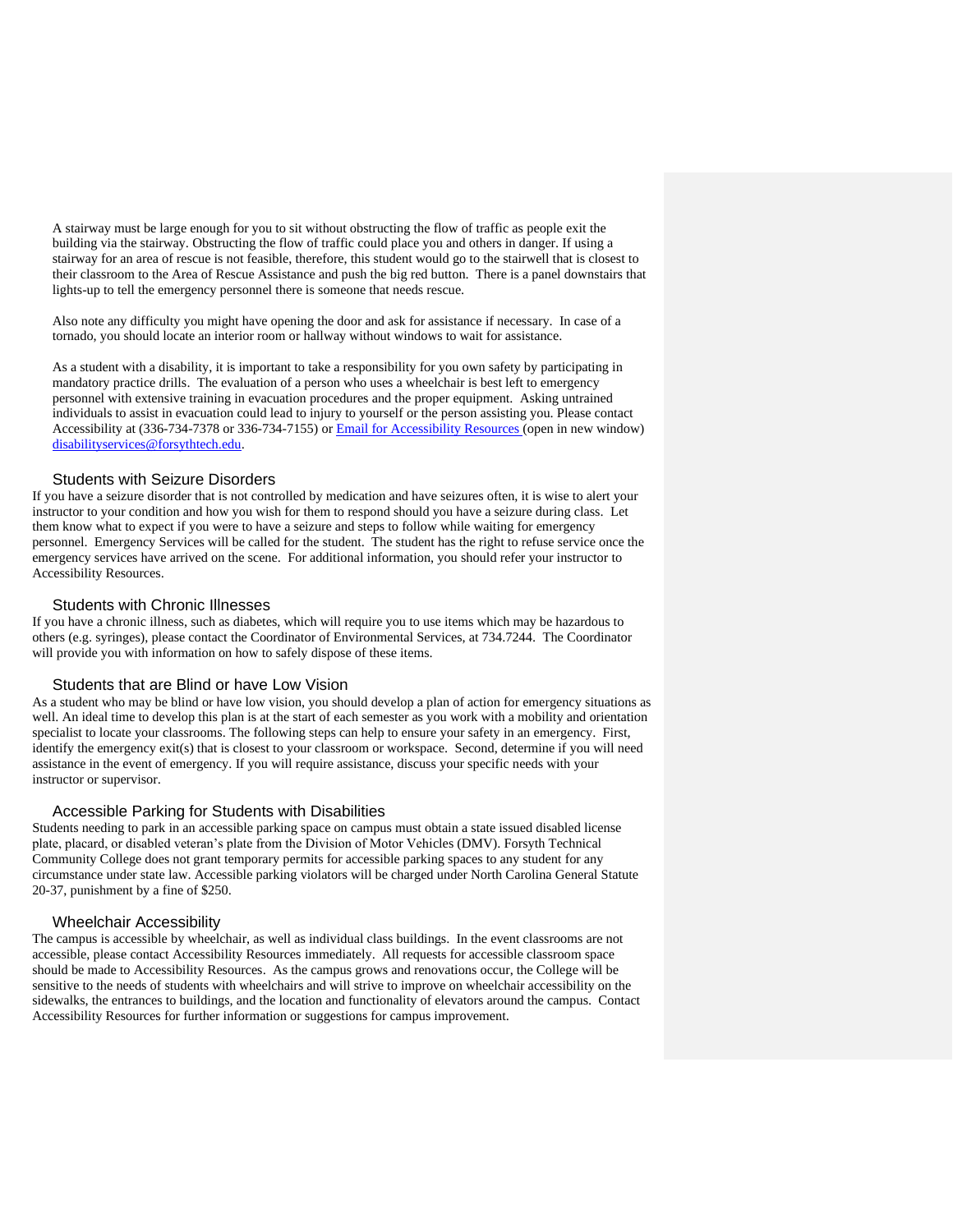A stairway must be large enough for you to sit without obstructing the flow of traffic as people exit the building via the stairway. Obstructing the flow of traffic could place you and others in danger. If using a stairway for an area of rescue is not feasible, therefore, this student would go to the stairwell that is closest to their classroom to the Area of Rescue Assistance and push the big red button. There is a panel downstairs that lights-up to tell the emergency personnel there is someone that needs rescue.

Also note any difficulty you might have opening the door and ask for assistance if necessary. In case of a tornado, you should locate an interior room or hallway without windows to wait for assistance.

As a student with a disability, it is important to take a responsibility for you own safety by participating in mandatory practice drills. The evaluation of a person who uses a wheelchair is best left to emergency personnel with extensive training in evacuation procedures and the proper equipment. Asking untrained individuals to assist in evacuation could lead to injury to yourself or the person assisting you. Please contact Accessibility at (336-734-7378 or 336-734-7155) or [Email for Accessibility Resources](mailto:disabilityservices@forsythtech.edu) (open in new window) disabilityservices@forsythtech.edu.

### Students with Seizure Disorders

If you have a seizure disorder that is not controlled by medication and have seizures often, it is wise to alert your instructor to your condition and how you wish for them to respond should you have a seizure during class. Let them know what to expect if you were to have a seizure and steps to follow while waiting for emergency personnel. Emergency Services will be called for the student. The student has the right to refuse service once the emergency services have arrived on the scene. For additional information, you should refer your instructor to Accessibility Resources.

### Students with Chronic Illnesses

If you have a chronic illness, such as diabetes, which will require you to use items which may be hazardous to others (e.g. syringes), please contact the Coordinator of Environmental Services, at 734.7244. The Coordinator will provide you with information on how to safely dispose of these items.

### Students that are Blind or have Low Vision

As a student who may be blind or have low vision, you should develop a plan of action for emergency situations as well. An ideal time to develop this plan is at the start of each semester as you work with a mobility and orientation specialist to locate your classrooms. The following steps can help to ensure your safety in an emergency. First, identify the emergency exit(s) that is closest to your classroom or workspace. Second, determine if you will need assistance in the event of emergency. If you will require assistance, discuss your specific needs with your instructor or supervisor.

### Accessible Parking for Students with Disabilities

Students needing to park in an accessible parking space on campus must obtain a state issued disabled license plate, placard, or disabled veteran's plate from the Division of Motor Vehicles (DMV). Forsyth Technical Community College does not grant temporary permits for accessible parking spaces to any student for any circumstance under state law. Accessible parking violators will be charged under North Carolina General Statute 20-37, punishment by a fine of $250.

### Wheelchair Accessibility

The campus is accessible by wheelchair, as well as individual class buildings. In the event classrooms are not accessible, please contact Accessibility Resources immediately. All requests for accessible classroom space should be made to Accessibility Resources. As the campus grows and renovations occur, the College will be sensitive to the needs of students with wheelchairs and will strive to improve on wheelchair accessibility on the sidewalks, the entrances to buildings, and the location and functionality of elevators around the campus. Contact Accessibility Resources for further information or suggestions for campus improvement.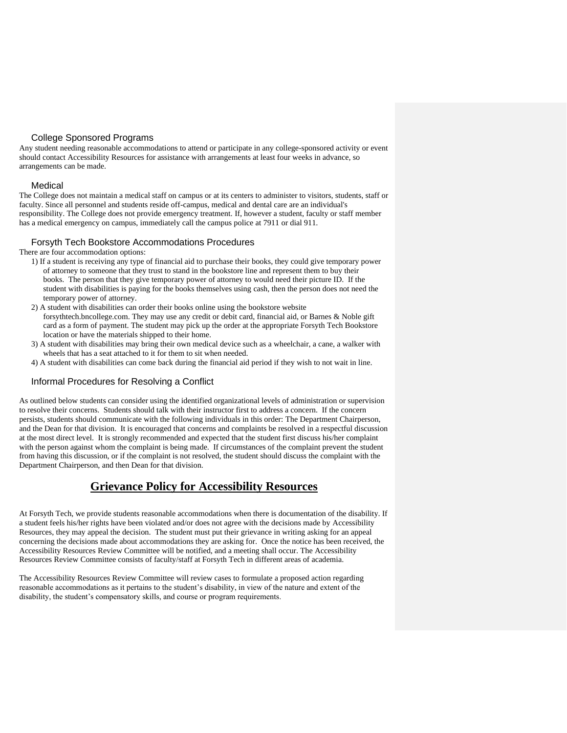### College Sponsored Programs

Any student needing reasonable accommodations to attend or participate in any college-sponsored activity or event should contact Accessibility Resources for assistance with arrangements at least four weeks in advance, so arrangements can be made.

### Medical

The College does not maintain a medical staff on campus or at its centers to administer to visitors, students, staff or faculty. Since all personnel and students reside off-campus, medical and dental care are an individual's responsibility. The College does not provide emergency treatment. If, however a student, faculty or staff member has a medical emergency on campus, immediately call the campus police at 7911 or dial 911.

### Forsyth Tech Bookstore Accommodations Procedures

There are four accommodation options:

1) If a student is receiving any type of financial aid to purchase their books, they could give temporary power of attorney to someone that they trust to stand in the bookstore line and represent them to buy their books. The person that they give temporary power of attorney to would need their picture ID. If the student with disabilities is paying for the books themselves using cash, then the person does not need the temporary power of attorney.
2) A student with disabilities can order their books online using the bookstore website forsythtech.bncollege.com. They may use any credit or debit card, financial aid, or Barnes & Noble gift card as a form of payment. The student may pick up the order at the appropriate Forsyth Tech Bookstore location or have the materials shipped to their home.
3) A student with disabilities may bring their own medical device such as a wheelchair, a cane, a walker with wheels that has a seat attached to it for them to sit when needed.
4) A student with disabilities can come back during the financial aid period if they wish to not wait in line.

### Informal Procedures for Resolving a Conflict

As outlined below students can consider using the identified organizational levels of administration or supervision to resolve their concerns. Students should talk with their instructor first to address a concern. If the concern persists, students should communicate with the following individuals in this order: The Department Chairperson, and the Dean for that division. It is encouraged that concerns and complaints be resolved in a respectful discussion at the most direct level. It is strongly recommended and expected that the student first discuss his/her complaint with the person against whom the complaint is being made. If circumstances of the complaint prevent the student from having this discussion, or if the complaint is not resolved, the student should discuss the complaint with the Department Chairperson, and then Dean for that division.

## Grievance Policy for Accessibility Resources

At Forsyth Tech, we provide students reasonable accommodations when there is documentation of the disability. If a student feels his/her rights have been violated and/or does not agree with the decisions made by Accessibility Resources, they may appeal the decision. The student must put their grievance in writing asking for an appeal concerning the decisions made about accommodations they are asking for. Once the notice has been received, the Accessibility Resources Review Committee will be notified, and a meeting shall occur. The Accessibility Resources Review Committee consists of faculty/staff at Forsyth Tech in different areas of academia.

The Accessibility Resources Review Committee will review cases to formulate a proposed action regarding reasonable accommodations as it pertains to the student's disability, in view of the nature and extent of the disability, the student's compensatory skills, and course or program requirements.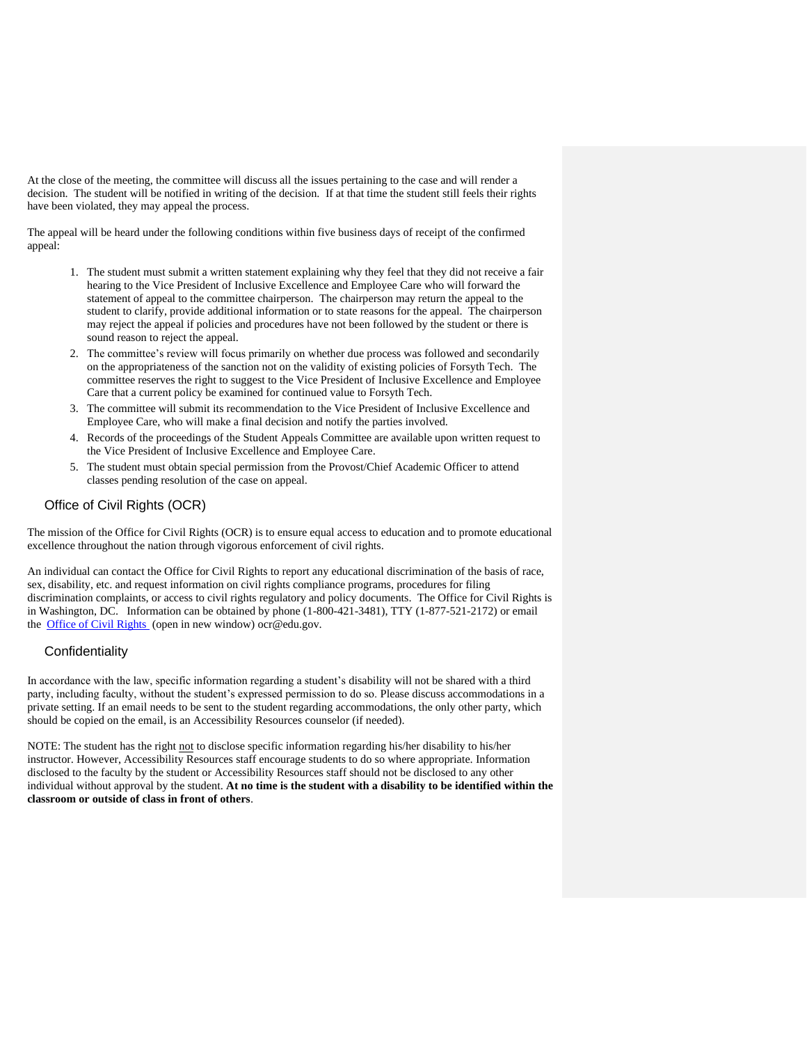At the close of the meeting, the committee will discuss all the issues pertaining to the case and will render a decision. The student will be notified in writing of the decision. If at that time the student still feels their rights have been violated, they may appeal the process.

The appeal will be heard under the following conditions within five business days of receipt of the confirmed appeal:

1. The student must submit a written statement explaining why they feel that they did not receive a fair hearing to the Vice President of Inclusive Excellence and Employee Care who will forward the statement of appeal to the committee chairperson. The chairperson may return the appeal to the student to clarify, provide additional information or to state reasons for the appeal. The chairperson may reject the appeal if policies and procedures have not been followed by the student or there is sound reason to reject the appeal.
2. The committee's review will focus primarily on whether due process was followed and secondarily on the appropriateness of the sanction not on the validity of existing policies of Forsyth Tech. The committee reserves the right to suggest to the Vice President of Inclusive Excellence and Employee Care that a current policy be examined for continued value to Forsyth Tech.
3. The committee will submit its recommendation to the Vice President of Inclusive Excellence and Employee Care, who will make a final decision and notify the parties involved.
4. Records of the proceedings of the Student Appeals Committee are available upon written request to the Vice President of Inclusive Excellence and Employee Care.
5. The student must obtain special permission from the Provost/Chief Academic Officer to attend classes pending resolution of the case on appeal.

## Office of Civil Rights (OCR)

The mission of the Office for Civil Rights (OCR) is to ensure equal access to education and to promote educational excellence throughout the nation through vigorous enforcement of civil rights.

An individual can contact the Office for Civil Rights to report any educational discrimination of the basis of race, sex, disability, etc. and request information on civil rights compliance programs, procedures for filing discrimination complaints, or access to civil rights regulatory and policy documents. The Office for Civil Rights is in Washington, DC. Information can be obtained by phone (1-800-421-3481), TTY (1-877-521-2172) or email the Office of Civil Rights (open in new window) ocr@edu.gov.

## Confidentiality

In accordance with the law, specific information regarding a student's disability will not be shared with a third party, including faculty, without the student's expressed permission to do so. Please discuss accommodations in a private setting. If an email needs to be sent to the student regarding accommodations, the only other party, which should be copied on the email, is an Accessibility Resources counselor (if needed).

NOTE: The student has the right not to disclose specific information regarding his/her disability to his/her instructor. However, Accessibility Resources staff encourage students to do so where appropriate. Information disclosed to the faculty by the student or Accessibility Resources staff should not be disclosed to any other individual without approval by the student. **At no time is the student with a disability to be identified within the classroom or outside of class in front of others**.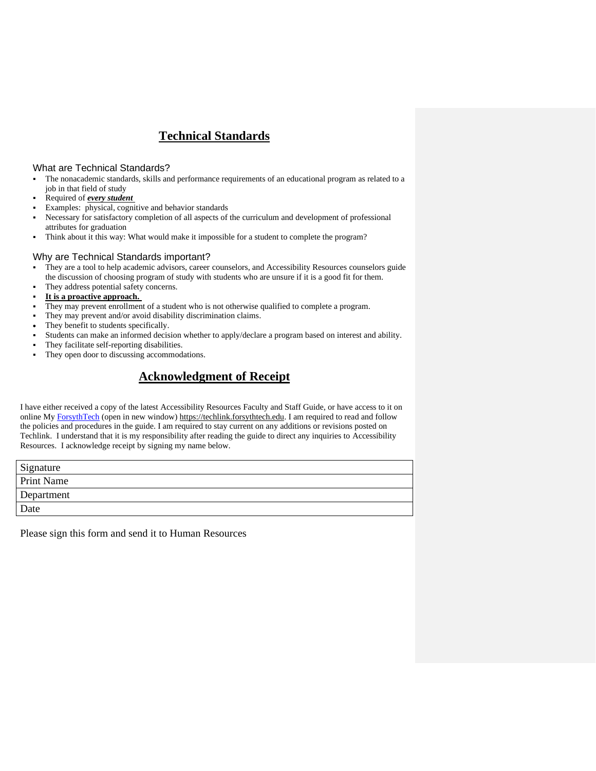# Technical Standards

### What are Technical Standards?

- The nonacademic standards, skills and performance requirements of an educational program as related to a job in that field of study
- Required of ***every student***
- Examples: physical, cognitive and behavior standards
- Necessary for satisfactory completion of all aspects of the curriculum and development of professional attributes for graduation
- Think about it this way: What would make it impossible for a student to complete the program?

### Why are Technical Standards important?

- They are a tool to help academic advisors, career counselors, and Accessibility Resources counselors guide the discussion of choosing program of study with students who are unsure if it is a good fit for them.
- They address potential safety concerns.
- **It is a proactive approach.**
- They may prevent enrollment of a student who is not otherwise qualified to complete a program.
- They may prevent and/or avoid disability discrimination claims.
- They benefit to students specifically.
- Students can make an informed decision whether to apply/declare a program based on interest and ability.
- They facilitate self-reporting disabilities.
- They open door to discussing accommodations.

# Acknowledgment of Receipt

I have either received a copy of the latest Accessibility Resources Faculty and Staff Guide, or have access to it on online My ForsythTech (open in new window) https://techlink.forsythtech.edu. I am required to read and follow the policies and procedures in the guide. I am required to stay current on any additions or revisions posted on Techlink. I understand that it is my responsibility after reading the guide to direct any inquiries to Accessibility Resources. I acknowledge receipt by signing my name below.

| |
|---|
| Signature |
| Print Name |
| Department |
| Date |

Please sign this form and send it to Human Resources